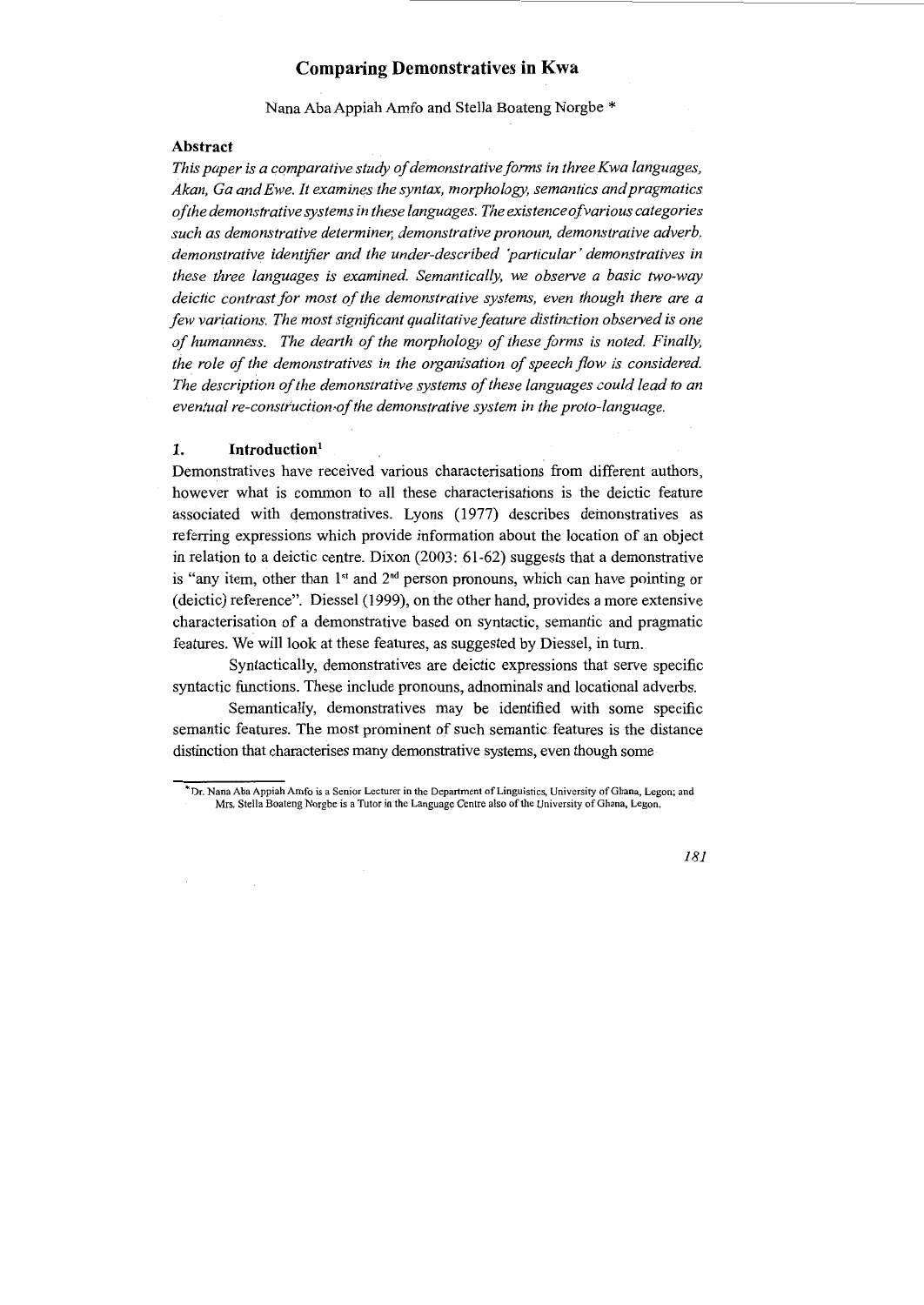# Comparing Demonstratives in Kwa

Nana Aba Appiah Amfo and Stella Boateng Norgbe *

## Abstract

*This paper is a comparative study of demonstrative forms in three Kwa languages, Akan, Ga and Ewe. It examines the syntax, morphology, semantics and pragmatics of the demonstrative systems in these languages. The existence of various categories such as demonstrative determiner, demonstrative pronoun, demonstrative adverb, demonstrative identifier and the under-described 'particular' demonstratives in these three languages is examined. Semantically, we observe a basic two-way deictic contrast for most of the demonstrative systems, even though there are a few variations. The most significant qualitative feature distinction observed is one of humanness. The dearth of the morphology of these forms is noted. Finally, the role of the demonstratives in the organisation of speech flow is considered. The description of the demonstrative systems of these languages could lead to an eventual re-construction of the demonstrative system in the proto-language.*

## 1. Introduction[1]

Demonstratives have received various characterisations from different authors, however what is common to all these characterisations is the deictic feature associated with demonstratives. Lyons (1977) describes demonstratives as referring expressions which provide information about the location of an object in relation to a deictic centre. Dixon (2003: 61-62) suggests that a demonstrative is "any item, other than 1[st] and 2[nd] person pronouns, which can have pointing or (deictic) reference". Diessel (1999), on the other hand, provides a more extensive characterisation of a demonstrative based on syntactic, semantic and pragmatic features. We will look at these features, as suggested by Diessel, in turn.

Syntactically, demonstratives are deictic expressions that serve specific syntactic functions. These include pronouns, adnominals and locational adverbs.

Semantically, demonstratives may be identified with some specific semantic features. The most prominent of such semantic features is the distance distinction that characterises many demonstrative systems, even though some

---

* Dr. Nana Aba Appiah Amfo is a Senior Lecturer in the Department of Linguistics, University of Ghana, Legon; and Mrs. Stella Boateng Norgbe is a Tutor in the Language Centre also of the University of Ghana, Legon.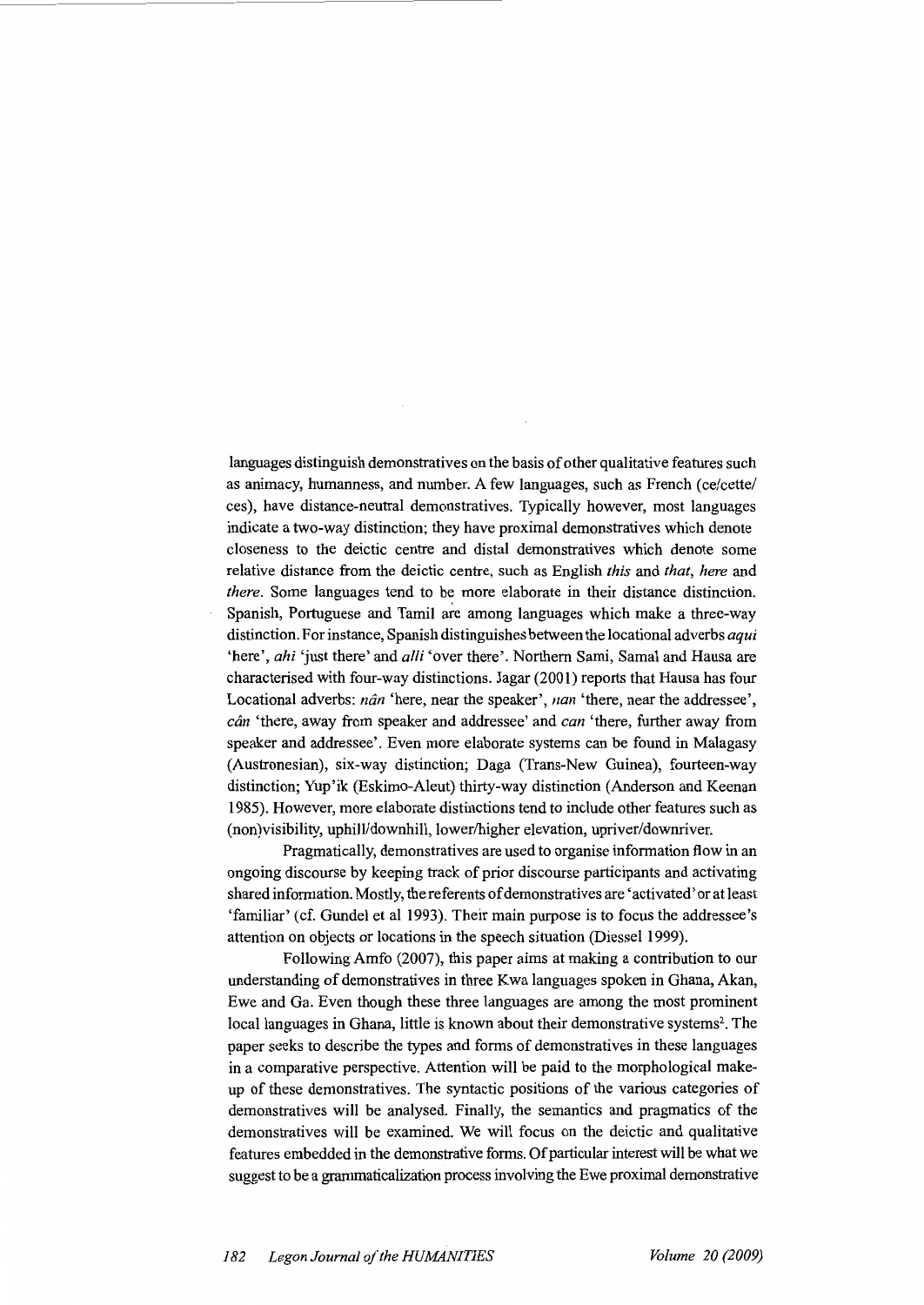languages distinguish demonstratives on the basis of other qualitative features such as animacy, humanness, and number. A few languages, such as French (ce/cette/ ces), have distance-neutral demonstratives. Typically however, most languages indicate a two-way distinction; they have proximal demonstratives which denote closeness to the deictic centre and distal demonstratives which denote some relative distance from the deictic centre, such as English *this* and *that*, *here* and *there*. Some languages tend to be more elaborate in their distance distinction. Spanish, Portuguese and Tamil are among languages which make a three-way distinction. For instance, Spanish distinguishes between the locational adverbs *aqui* 'here', *ahi* 'just there' and *alli* 'over there'. Northern Sami, Samal and Hausa are characterised with four-way distinctions. Jagar (2001) reports that Hausa has four Locational adverbs: *nân* 'here, near the speaker', *nan* 'there, near the addressee', *cân* 'there, away from speaker and addressee' and *can* 'there, further away from speaker and addressee'. Even more elaborate systems can be found in Malagasy (Austronesian), six-way distinction; Daga (Trans-New Guinea), fourteen-way distinction; Yup'ik (Eskimo-Aleut) thirty-way distinction (Anderson and Keenan 1985). However, more elaborate distinctions tend to include other features such as (non)visibility, uphill/downhill, lower/higher elevation, upriver/downriver.

Pragmatically, demonstratives are used to organise information flow in an ongoing discourse by keeping track of prior discourse participants and activating shared information. Mostly, the referents of demonstratives are 'activated' or at least 'familiar' (cf. Gundel et al 1993). Their main purpose is to focus the addressee's attention on objects or locations in the speech situation (Diessel 1999).

Following Amfo (2007), this paper aims at making a contribution to our understanding of demonstratives in three Kwa languages spoken in Ghana, Akan, Ewe and Ga. Even though these three languages are among the most prominent local languages in Ghana, little is known about their demonstrative systems[2]. The paper seeks to describe the types and forms of demonstratives in these languages in a comparative perspective. Attention will be paid to the morphological make-up of these demonstratives. The syntactic positions of the various categories of demonstratives will be analysed. Finally, the semantics and pragmatics of the demonstratives will be examined. We will focus on the deictic and qualitative features embedded in the demonstrative forms. Of particular interest will be what we suggest to be a grammaticalization process involving the Ewe proximal demonstrative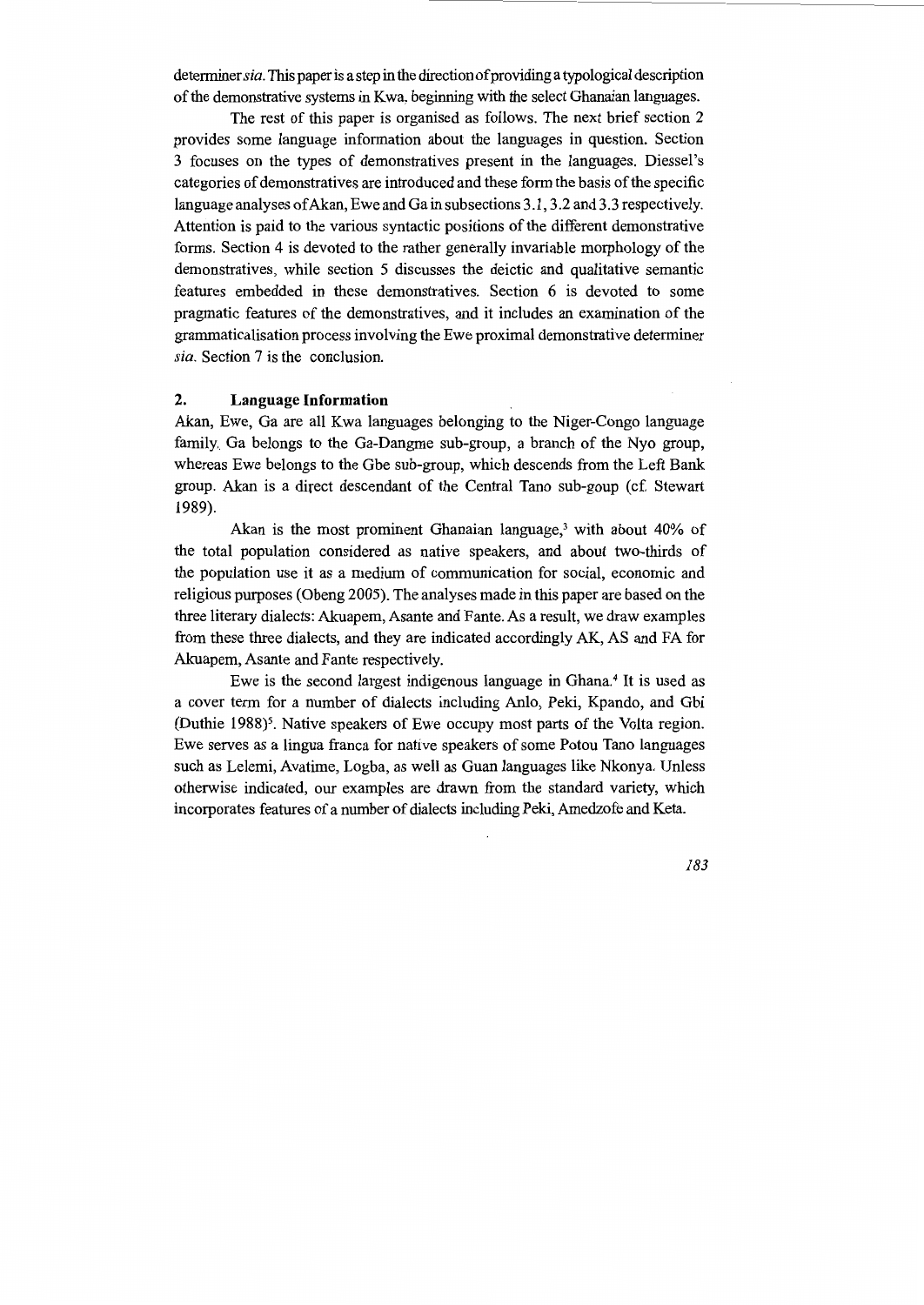determiner *sia*. This paper is a step in the direction of providing a typological description of the demonstrative systems in Kwa, beginning with the select Ghanaian languages.

The rest of this paper is organised as follows. The next brief section 2 provides some language information about the languages in question. Section 3 focuses on the types of demonstratives present in the languages. Diessel's categories of demonstratives are introduced and these form the basis of the specific language analyses of Akan, Ewe and Ga in subsections 3.1, 3.2 and 3.3 respectively. Attention is paid to the various syntactic positions of the different demonstrative forms. Section 4 is devoted to the rather generally invariable morphology of the demonstratives, while section 5 discusses the deictic and qualitative semantic features embedded in these demonstratives. Section 6 is devoted to some pragmatic features of the demonstratives, and it includes an examination of the grammaticalisation process involving the Ewe proximal demonstrative determiner *sia*. Section 7 is the conclusion.

## 2. Language Information

Akan, Ewe, Ga are all Kwa languages belonging to the Niger-Congo language family. Ga belongs to the Ga-Dangme sub-group, a branch of the Nyo group, whereas Ewe belongs to the Gbe sub-group, which descends from the Left Bank group. Akan is a direct descendant of the Central Tano sub-goup (cf. Stewart 1989).

Akan is the most prominent Ghanaian language,[3] with about 40% of the total population considered as native speakers, and about two-thirds of the population use it as a medium of communication for social, economic and religious purposes (Obeng 2005). The analyses made in this paper are based on the three literary dialects: Akuapem, Asante and Fante. As a result, we draw examples from these three dialects, and they are indicated accordingly AK, AS and FA for Akuapem, Asante and Fante respectively.

Ewe is the second largest indigenous language in Ghana.[4] It is used as a cover term for a number of dialects including Anlo, Peki, Kpando, and Gbi (Duthie 1988)[5]. Native speakers of Ewe occupy most parts of the Volta region. Ewe serves as a lingua franca for native speakers of some Potou Tano languages such as Lelemi, Avatime, Logba, as well as Guan languages like Nkonya. Unless otherwise indicated, our examples are drawn from the standard variety, which incorporates features of a number of dialects including Peki, Amedzofe and Keta.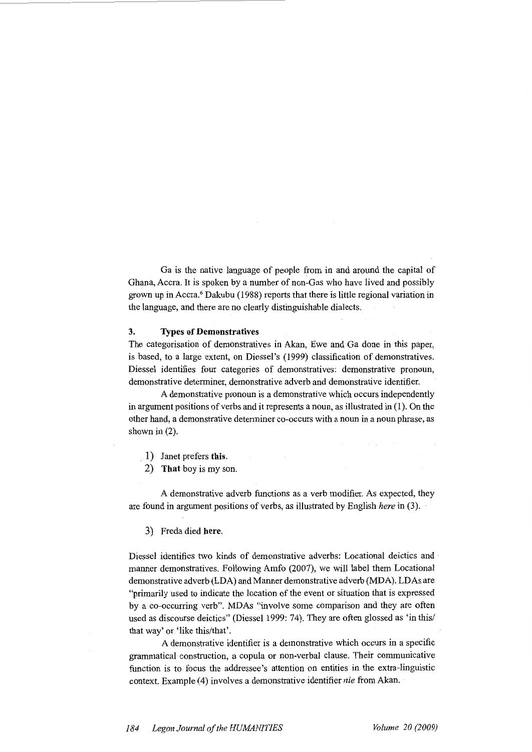Ga is the native language of people from in and around the capital of Ghana, Accra. It is spoken by a number of non-Gas who have lived and possibly grown up in Accra.[6] Dakubu (1988) reports that there is little regional variation in the language, and there are no clearly distinguishable dialects.

## 3. Types of Demonstratives

The categorisation of demonstratives in Akan, Ewe and Ga done in this paper, is based, to a large extent, on Diessel's (1999) classification of demonstratives. Diessel identifies four categories of demonstratives: demonstrative pronoun, demonstrative determiner, demonstrative adverb and demonstrative identifier.

A demonstrative pronoun is a demonstrative which occurs independently in argument positions of verbs and it represents a noun, as illustrated in (1). On the other hand, a demonstrative determiner co-occurs with a noun in a noun phrase, as shown in (2).

1) Janet prefers **this**.
2) **That** boy is my son.

A demonstrative adverb functions as a verb modifier. As expected, they are found in argument positions of verbs, as illustrated by English *here* in (3).

3) Freda died **here**.

Diessel identifies two kinds of demonstrative adverbs: Locational deictics and manner demonstratives. Following Amfo (2007), we will label them Locational demonstrative adverb (LDA) and Manner demonstrative adverb (MDA). LDAs are "primarily used to indicate the location of the event or situation that is expressed by a co-occurring verb". MDAs "involve some comparison and they are often used as discourse deictics" (Diessel 1999: 74). They are often glossed as 'in this/ that way' or 'like this/that'.

A demonstrative identifier is a demonstrative which occurs in a specific grammatical construction, a copula or non-verbal clause. Their communicative function is to focus the addressee's attention on entities in the extra-linguistic context. Example (4) involves a demonstrative identifier *nie* from Akan.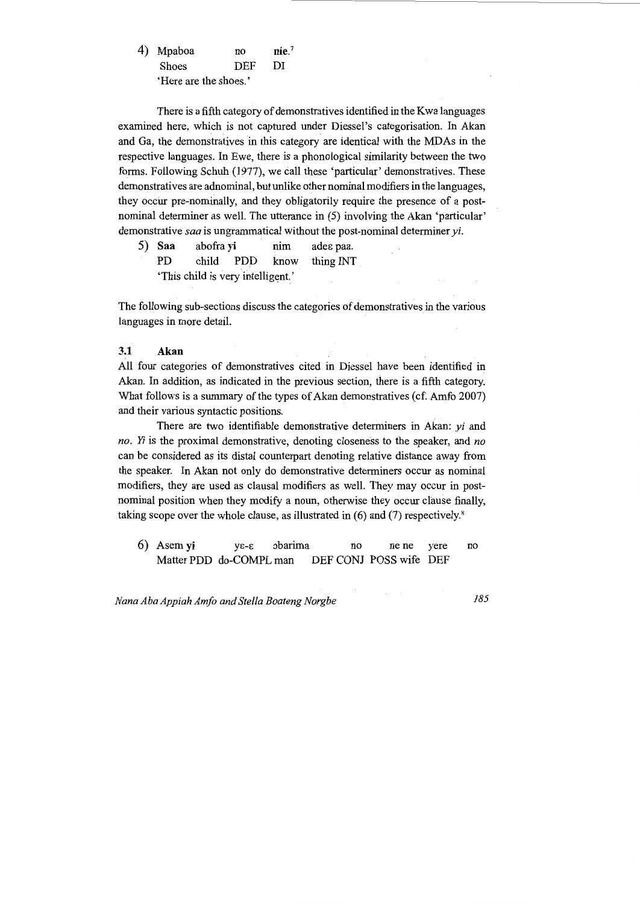4) Mpaboa    no    **nie**.[7]
   Shoes    DEF    DI
   'Here are the shoes.'

There is a fifth category of demonstratives identified in the Kwa languages examined here, which is not captured under Diessel's categorisation. In Akan and Ga, the demonstratives in this category are identical with the MDAs in the respective languages. In Ewe, there is a phonological similarity between the two forms. Following Schuh (1977), we call these 'particular' demonstratives. These demonstratives are adnominal, but unlike other nominal modifiers in the languages, they occur pre-nominally, and they obligatorily require the presence of a post-nominal determiner as well. The utterance in (5) involving the Akan 'particular' demonstrative *saa* is ungrammatical without the post-nominal determiner *yi*.

5) **Saa**    abofra **yi**    nim    adeɛ paa.
   PD    child    PDD    know    thing INT
   'This child is very intelligent.'

The following sub-sections discuss the categories of demonstratives in the various languages in more detail.

### 3.1 Akan

All four categories of demonstratives cited in Diessel have been identified in Akan. In addition, as indicated in the previous section, there is a fifth category. What follows is a summary of the types of Akan demonstratives (cf. Amfo 2007) and their various syntactic positions.

There are two identifiable demonstrative determiners in Akan: *yi* and *no*. *Yi* is the proximal demonstrative, denoting closeness to the speaker, and *no* can be considered as its distal counterpart denoting relative distance away from the speaker. In Akan not only do demonstrative determiners occur as nominal modifiers, they are used as clausal modifiers as well. They may occur in post-nominal position when they modify a noun, otherwise they occur clause finally, taking scope over the whole clause, as illustrated in (6) and (7) respectively.[8]

6) Asem **yi**    yɛ-ɛ    ɔbarima    no    ne ne    yere    no
   Matter PDD    do-COMPL man    DEF CONJ    POSS wife    DEF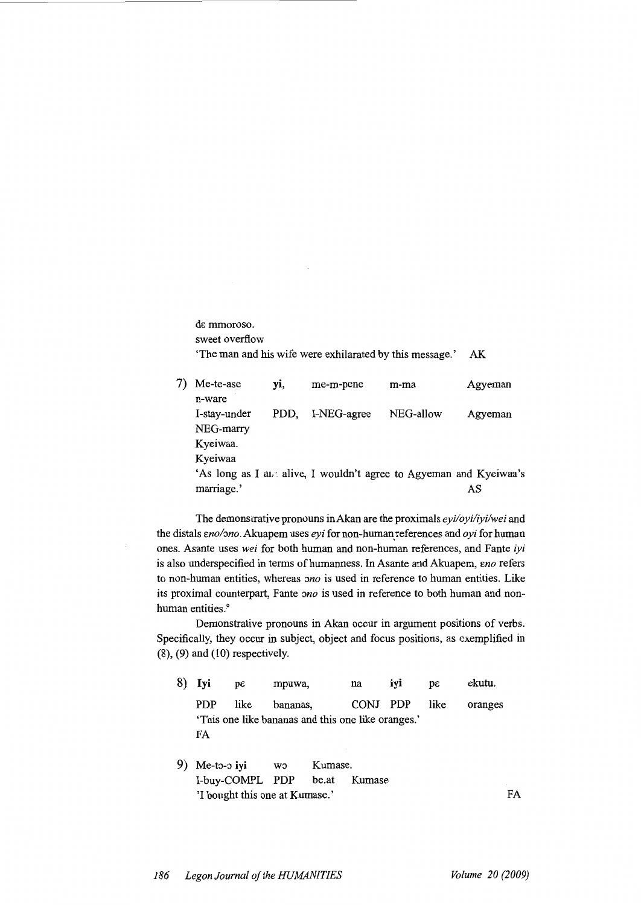dɛ mmoroso.
sweet overflow
'The man and his wife were exhilarated by this message.' AK

7) Me-te-ase **yi**, me-m-pene m-ma Agyeman n-ware
I-stay-under PDD, I-NEG-agree NEG-allow Agyeman NEG-marry
Kyeiwaa.
Kyeiwaa
'As long as I am alive, I wouldn't agree to Agyeman and Kyeiwaa's marriage.' AS

The demonstrative pronouns in Akan are the proximals *eyi/oyi/iyi/wei* and the distals *ɛno/ɔno*. Akuapem uses *eyi* for non-human references and *oyi* for human ones. Asante uses *wei* for both human and non-human references, and Fante *iyi* is also underspecified in terms of humanness. In Asante and Akuapem, *ɛno* refers to non-human entities, whereas *ɔno* is used in reference to human entities. Like its proximal counterpart, Fante *ɔno* is used in reference to both human and non-human entities.[9]

Demonstrative pronouns in Akan occur in argument positions of verbs. Specifically, they occur in subject, object and focus positions, as exemplified in (8), (9) and (10) respectively.

8) **Iyi** pɛ mpuwa, na **iyi** pɛ ekutu.
PDP like bananas, CONJ PDP like oranges
'This one like bananas and this one like oranges.'
FA

9) Me-tɔ-ɔ **iyi** wɔ Kumase.
I-buy-COMPL PDP be.at Kumase
'I bought this one at Kumase.' FA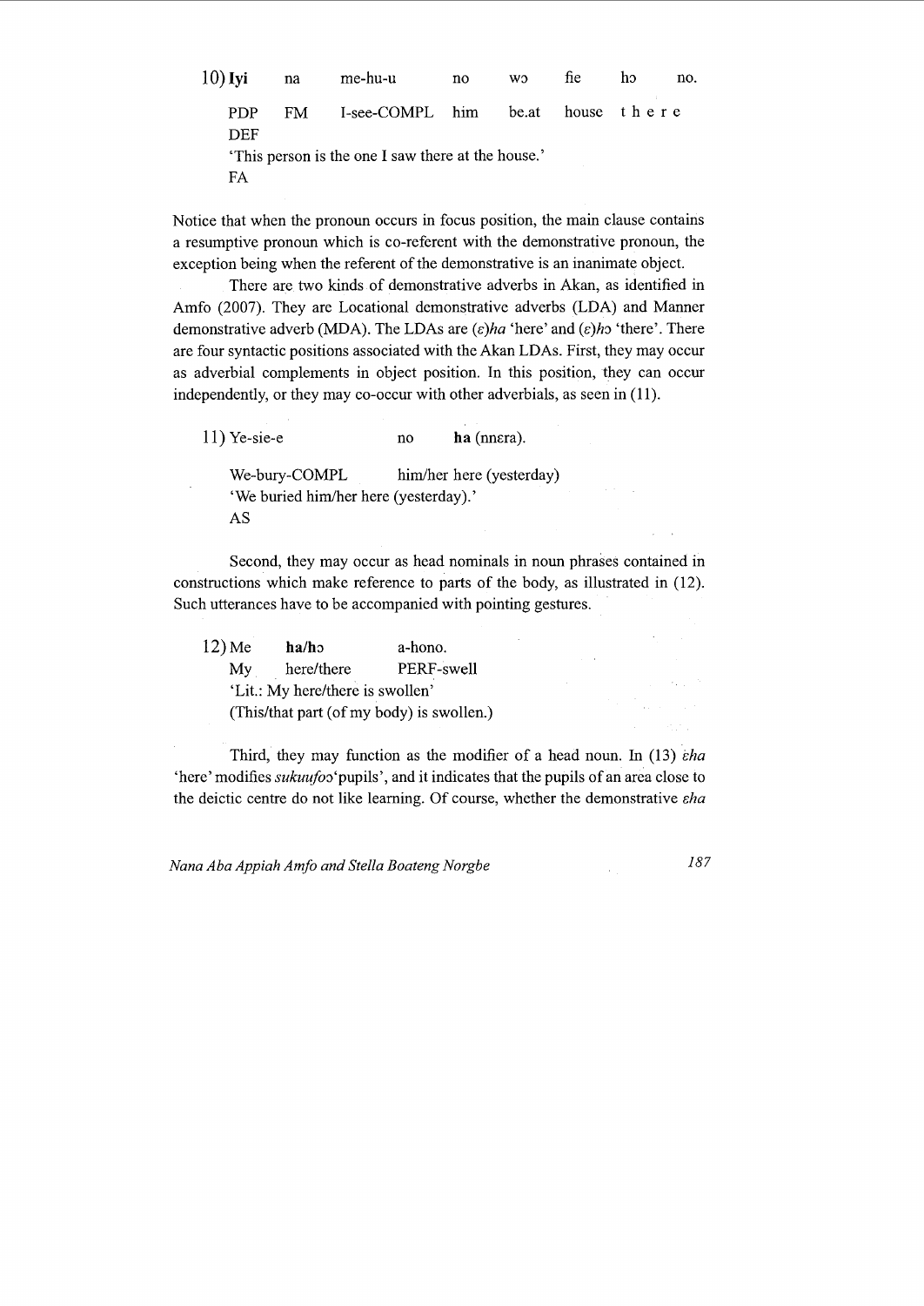10) **Iyi** na me-hu-u no wɔ fie hɔ no.

PDP FM I-see-COMPL him be.at house t h e r e
DEF

'This person is the one I saw there at the house.'
FA

Notice that when the pronoun occurs in focus position, the main clause contains a resumptive pronoun which is co-referent with the demonstrative pronoun, the exception being when the referent of the demonstrative is an inanimate object.

There are two kinds of demonstrative adverbs in Akan, as identified in Amfo (2007). They are Locational demonstrative adverbs (LDA) and Manner demonstrative adverb (MDA). The LDAs are *(ɛ)ha* 'here' and *(ɛ)hɔ* 'there'. There are four syntactic positions associated with the Akan LDAs. First, they may occur as adverbial complements in object position. In this position, they can occur independently, or they may co-occur with other adverbials, as seen in (11).

11) Ye-sie-e no **ha** (nnɛra).

We-bury-COMPL him/her here (yesterday)
'We buried him/her here (yesterday).'
AS

Second, they may occur as head nominals in noun phrases contained in constructions which make reference to parts of the body, as illustrated in (12). Such utterances have to be accompanied with pointing gestures.

12) Me **ha/hɔ** a-hono.
My here/there PERF-swell
'Lit.: My here/there is swollen'
(This/that part (of my body) is swollen.)

Third, they may function as the modifier of a head noun. In (13) *ɛha* 'here' modifies *sukuufoɔ* 'pupils', and it indicates that the pupils of an area close to the deictic centre do not like learning. Of course, whether the demonstrative *ɛha*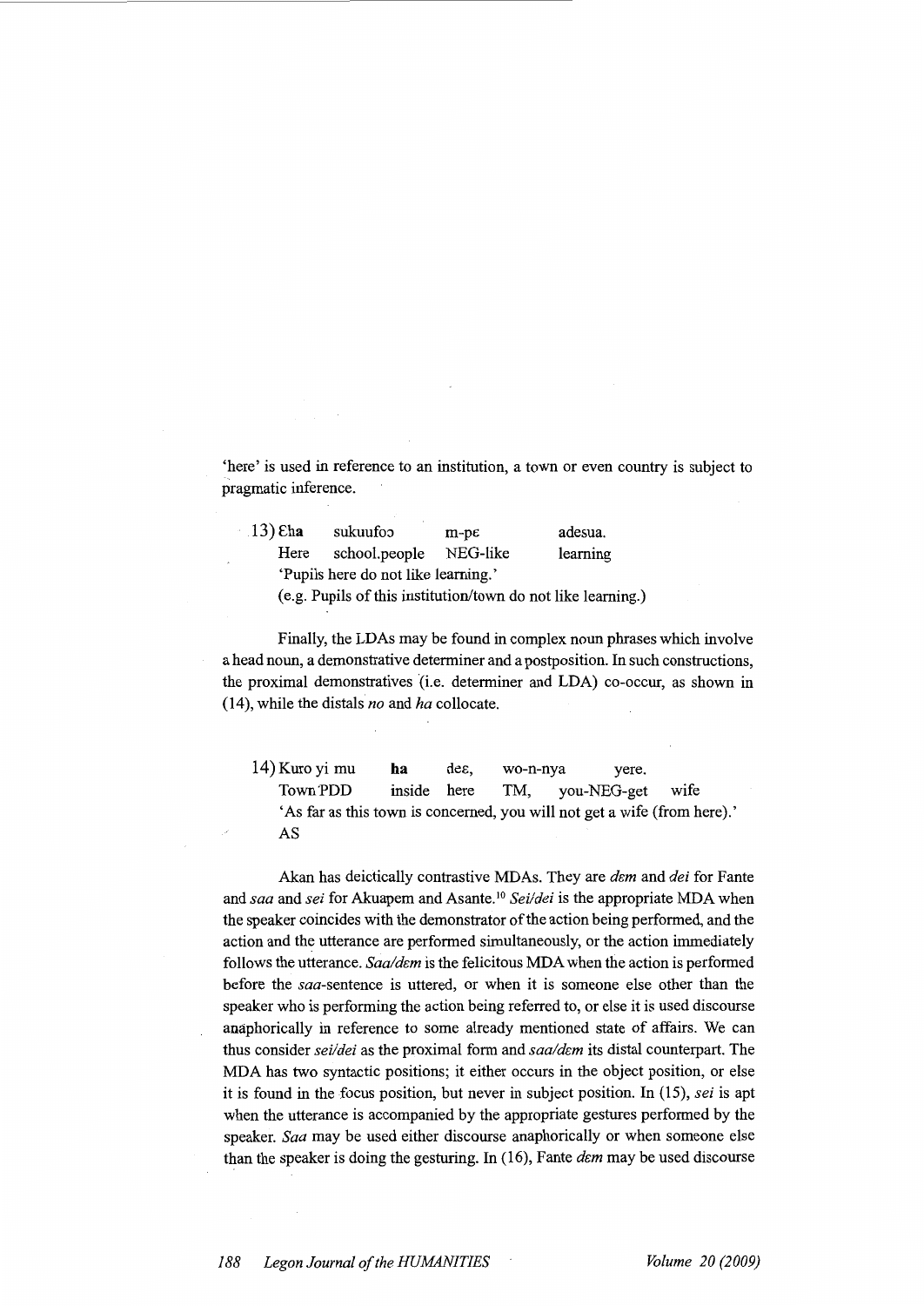'here' is used in reference to an institution, a town or even country is subject to pragmatic inference.

13) **Ɛha** sukuufoɔ m-pɛ adesua.
  Here school.people NEG-like learning
  'Pupils here do not like learning.'
  (e.g. Pupils of this institution/town do not like learning.)

Finally, the LDAs may be found in complex noun phrases which involve a head noun, a demonstrative determiner and a postposition. In such constructions, the proximal demonstratives (i.e. determiner and LDA) co-occur, as shown in (14), while the distals *no* and *ha* collocate.

14) Kuro yi mu **ha** deɛ, wo-n-nya yere.
  Town PDD inside here TM, you-NEG-get wife
  'As far as this town is concerned, you will not get a wife (from here).'
  AS

Akan has deictically contrastive MDAs. They are *dɛm* and *dei* for Fante and *saa* and *sei* for Akuapem and Asante.[10] *Sei/dei* is the appropriate MDA when the speaker coincides with the demonstrator of the action being performed, and the action and the utterance are performed simultaneously, or the action immediately follows the utterance. *Saa/dɛm* is the felicitous MDA when the action is performed before the *saa*-sentence is uttered, or when it is someone else other than the speaker who is performing the action being referred to, or else it is used discourse anaphorically in reference to some already mentioned state of affairs. We can thus consider *sei/dei* as the proximal form and *saa/dɛm* its distal counterpart. The MDA has two syntactic positions; it either occurs in the object position, or else it is found in the focus position, but never in subject position. In (15), *sei* is apt when the utterance is accompanied by the appropriate gestures performed by the speaker. *Saa* may be used either discourse anaphorically or when someone else than the speaker is doing the gesturing. In (16), Fante *dɛm* may be used discourse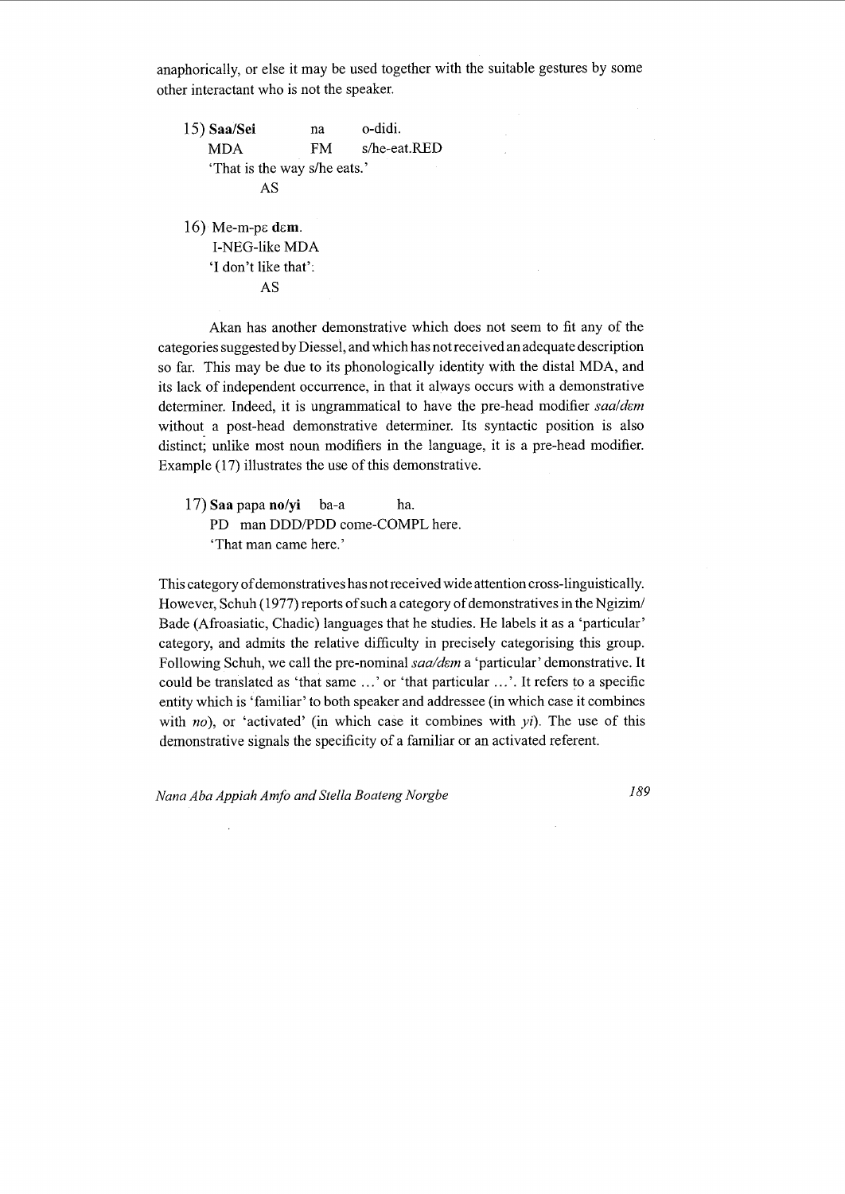anaphorically, or else it may be used together with the suitable gestures by some other interactant who is not the speaker.

15) **Saa/Sei** na o-didi.
    MDA FM s/he-eat.RED
    'That is the way s/he eats.'
    AS

16) Me-m-pɛ **dɛm**.
    I-NEG-like MDA
    'I don't like that'.
    AS

Akan has another demonstrative which does not seem to fit any of the categories suggested by Diessel, and which has not received an adequate description so far. This may be due to its phonologically identity with the distal MDA, and its lack of independent occurrence, in that it always occurs with a demonstrative determiner. Indeed, it is ungrammatical to have the pre-head modifier *saa/dɛm* without a post-head demonstrative determiner. Its syntactic position is also distinct; unlike most noun modifiers in the language, it is a pre-head modifier. Example (17) illustrates the use of this demonstrative.

17) **Saa** papa **no/yi** ba-a ha.
    PD man DDD/PDD come-COMPL here.
    'That man came here.'

This category of demonstratives has not received wide attention cross-linguistically. However, Schuh (1977) reports of such a category of demonstratives in the Ngizim/Bade (Afroasiatic, Chadic) languages that he studies. He labels it as a 'particular' category, and admits the relative difficulty in precisely categorising this group. Following Schuh, we call the pre-nominal *saa/dɛm* a 'particular' demonstrative. It could be translated as 'that same ...' or 'that particular ...'. It refers to a specific entity which is 'familiar' to both speaker and addressee (in which case it combines with *no*), or 'activated' (in which case it combines with *yi*). The use of this demonstrative signals the specificity of a familiar or an activated referent.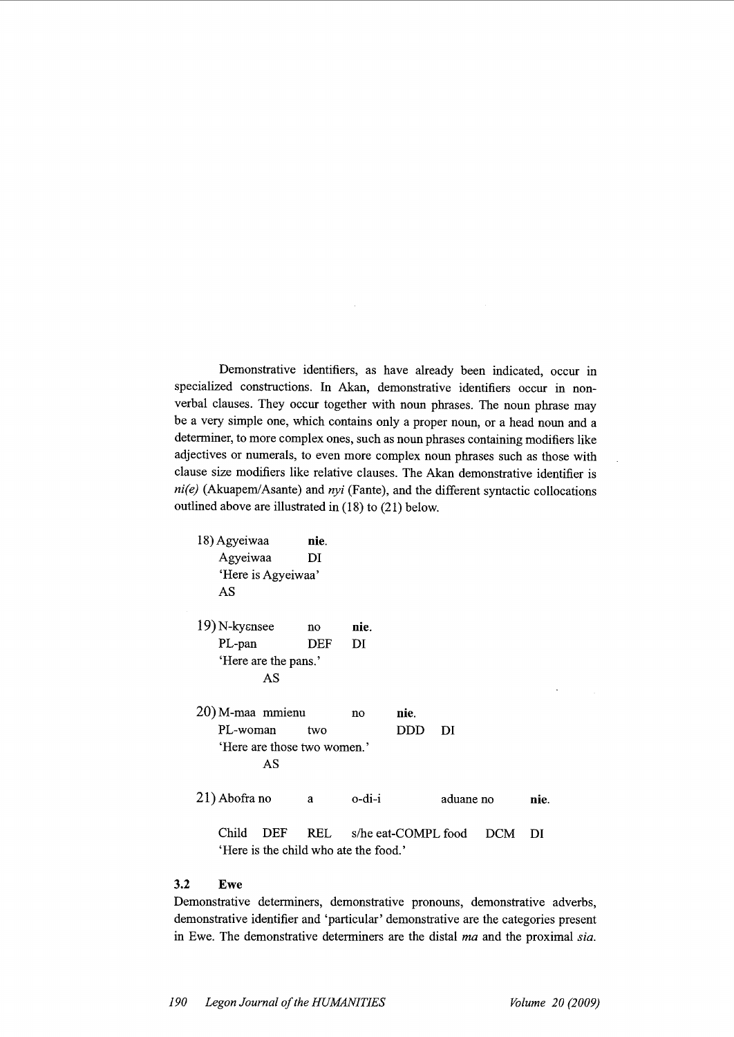Demonstrative identifiers, as have already been indicated, occur in specialized constructions. In Akan, demonstrative identifiers occur in non-verbal clauses. They occur together with noun phrases. The noun phrase may be a very simple one, which contains only a proper noun, or a head noun and a determiner, to more complex ones, such as noun phrases containing modifiers like adjectives or numerals, to even more complex noun phrases such as those with clause size modifiers like relative clauses. The Akan demonstrative identifier is *ni(e)* (Akuapem/Asante) and *nyi* (Fante), and the different syntactic collocations outlined above are illustrated in (18) to (21) below.

18) Agyeiwaa **nie**.
    Agyeiwaa DI
    'Here is Agyeiwaa'
    AS

19) N-kyɛnsee no **nie**.
    PL-pan DEF DI
    'Here are the pans.'
    AS

20) M-maa mmienu no **nie**.
    PL-woman two DDD DI
    'Here are those two women.'
    AS

21) Abofra no a o-di-i aduane no **nie**.

    Child DEF REL s/he eat-COMPL food DCM DI
    'Here is the child who ate the food.'

### 3.2 Ewe

Demonstrative determiners, demonstrative pronouns, demonstrative adverbs, demonstrative identifier and 'particular' demonstrative are the categories present in Ewe. The demonstrative determiners are the distal *ma* and the proximal *sia*.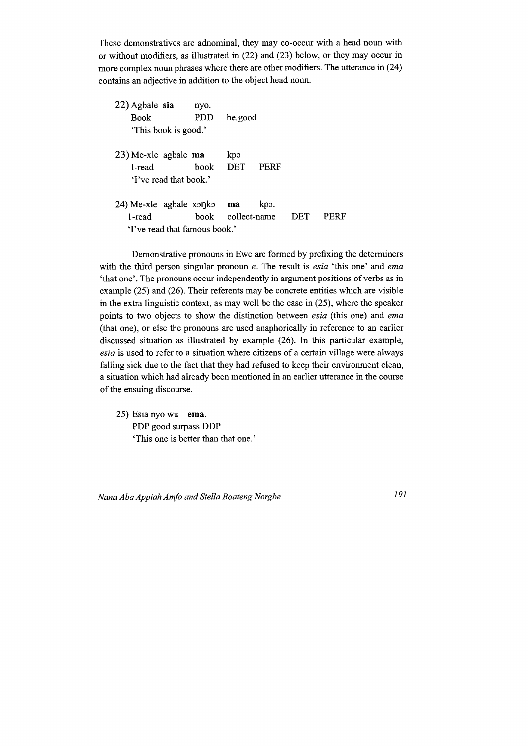These demonstratives are adnominal, they may co-occur with a head noun with or without modifiers, as illustrated in (22) and (23) below, or they may occur in more complex noun phrases where there are other modifiers. The utterance in (24) contains an adjective in addition to the object head noun.

22) Agbale **sia** nyo.
    Book PDD be.good
    'This book is good.'

23) Me-xle agbale **ma** kpɔ
    I-read book DET PERF
    'I've read that book.'

24) Me-xle agbale xɔŋkɔ **ma** kpɔ.
    I-read book collect-name DET PERF
    'I've read that famous book.'

Demonstrative pronouns in Ewe are formed by prefixing the determiners with the third person singular pronoun *e*. The result is *esia* 'this one' and *ema* 'that one'. The pronouns occur independently in argument positions of verbs as in example (25) and (26). Their referents may be concrete entities which are visible in the extra linguistic context, as may well be the case in (25), where the speaker points to two objects to show the distinction between *esia* (this one) and *ema* (that one), or else the pronouns are used anaphorically in reference to an earlier discussed situation as illustrated by example (26). In this particular example, *esia* is used to refer to a situation where citizens of a certain village were always falling sick due to the fact that they had refused to keep their environment clean, a situation which had already been mentioned in an earlier utterance in the course of the ensuing discourse.

25) Esia nyo wu **ema**.
    PDP good surpass DDP
    'This one is better than that one.'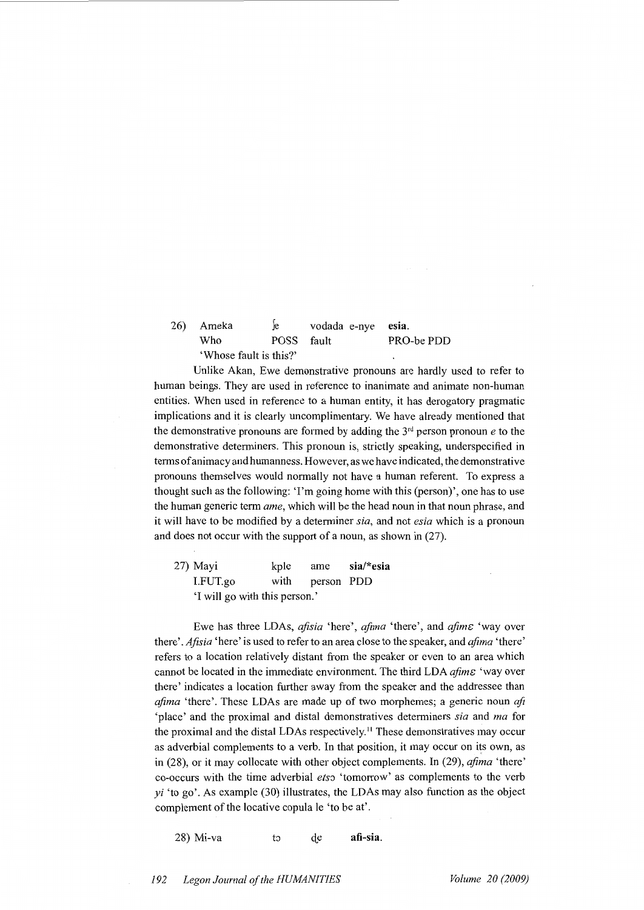26) Ameka ƒe vodada e-nye **esia**.
    Who POSS fault PRO-be PDD
    'Whose fault is this?'

Unlike Akan, Ewe demonstrative pronouns are hardly used to refer to human beings. They are used in reference to inanimate and animate non-human entities. When used in reference to a human entity, it has derogatory pragmatic implications and it is clearly uncomplimentary. We have already mentioned that the demonstrative pronouns are formed by adding the 3rd person pronoun *e* to the demonstrative determiners. This pronoun is, strictly speaking, underspecified in terms of animacy and humanness. However, as we have indicated, the demonstrative pronouns themselves would normally not have a human referent. To express a thought such as the following: 'I'm going home with this (person)', one has to use the human generic term *ame*, which will be the head noun in that noun phrase, and it will have to be modified by a determiner *sia*, and not *esia* which is a pronoun and does not occur with the support of a noun, as shown in (27).

27) Mayi kple ame **sia/*esia**
    I.FUT.go with person PDD
    'I will go with this person.'

Ewe has three LDAs, *afisia* 'here', *afima* 'there', and *afimɛ* 'way over there'. *Afisia* 'here' is used to refer to an area close to the speaker, and *afima* 'there' refers to a location relatively distant from the speaker or even to an area which cannot be located in the immediate environment. The third LDA *afimɛ* 'way over there' indicates a location further away from the speaker and the addressee than *afima* 'there'. These LDAs are made up of two morphemes; a generic noun *afi* 'place' and the proximal and distal demonstratives determiners *sia* and *ma* for the proximal and the distal LDAs respectively.[11] These demonstratives may occur as adverbial complements to a verb. In that position, it may occur on its own, as in (28), or it may collocate with other object complements. In (29), *afima* 'there' co-occurs with the time adverbial *etsɔ* 'tomorrow' as complements to the verb *yi* 'to go'. As example (30) illustrates, the LDAs may also function as the object complement of the locative copula le 'to be at'.

28) Mi-va tɔ ɖe **afi-sia**.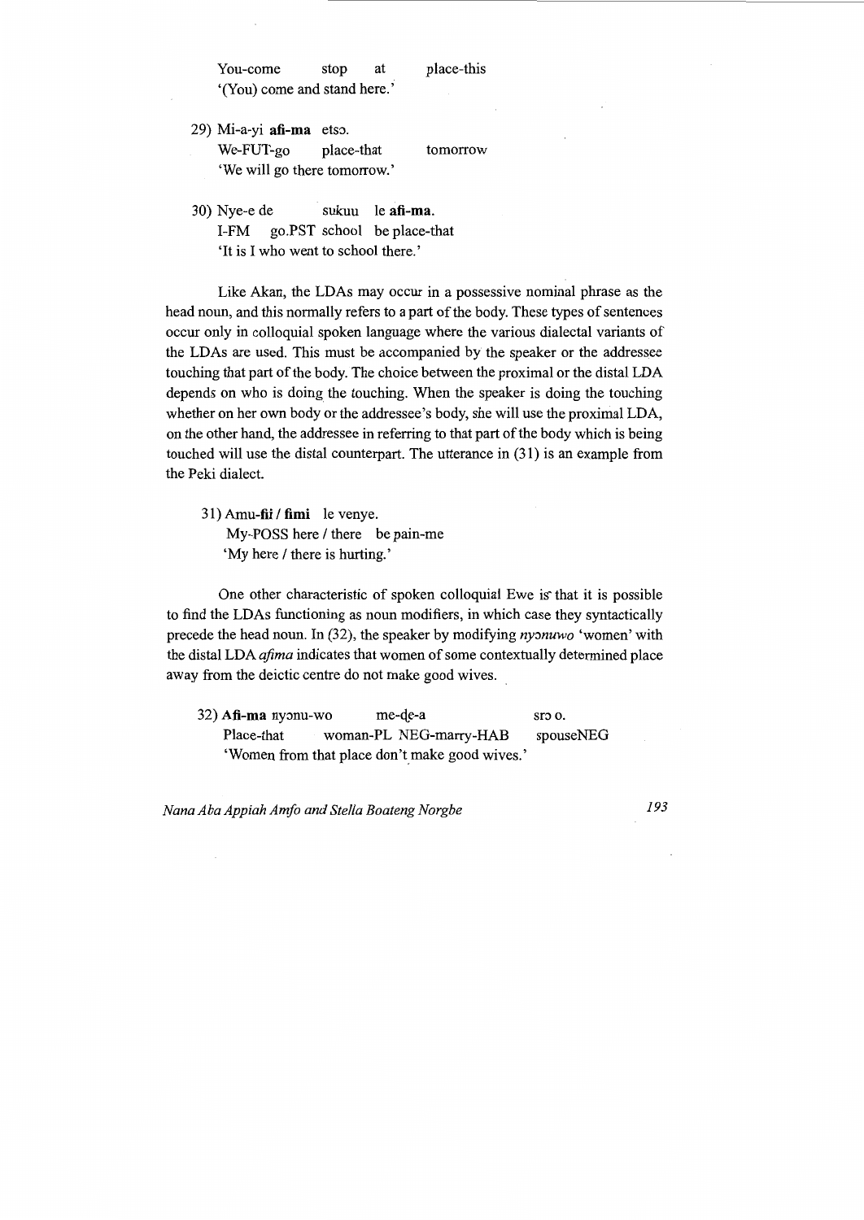You-come stop at place-this
'(You) come and stand here.'

29) Mi-a-yi **afi-ma** etsɔ.
We-FUT-go place-that tomorrow
'We will go there tomorrow.'

30) Nye-e de sukuu le **afi-ma**.
I-FM go.PST school be place-that
'It is I who went to school there.'

Like Akan, the LDAs may occur in a possessive nominal phrase as the head noun, and this normally refers to a part of the body. These types of sentences occur only in colloquial spoken language where the various dialectal variants of the LDAs are used. This must be accompanied by the speaker or the addressee touching that part of the body. The choice between the proximal or the distal LDA depends on who is doing the touching. When the speaker is doing the touching whether on her own body or the addressee's body, she will use the proximal LDA, on the other hand, the addressee in referring to that part of the body which is being touched will use the distal counterpart. The utterance in (31) is an example from the Peki dialect.

31) Amu-**fii** / **fimi** le venye.
My-POSS here / there be pain-me
'My here / there is hurting.'

One other characteristic of spoken colloquial Ewe is that it is possible to find the LDAs functioning as noun modifiers, in which case they syntactically precede the head noun. In (32), the speaker by modifying *nyɔnuwo* 'women' with the distal LDA *afima* indicates that women of some contextually determined place away from the deictic centre do not make good wives.

32) **Afi-ma** nyɔnu-wo me-ɖe-a srɔ o.
Place-that woman-PL NEG-marry-HAB spouseNEG
'Women from that place don't make good wives.'

*Nana Aba Appiah Amfo and Stella Boateng Norgbe*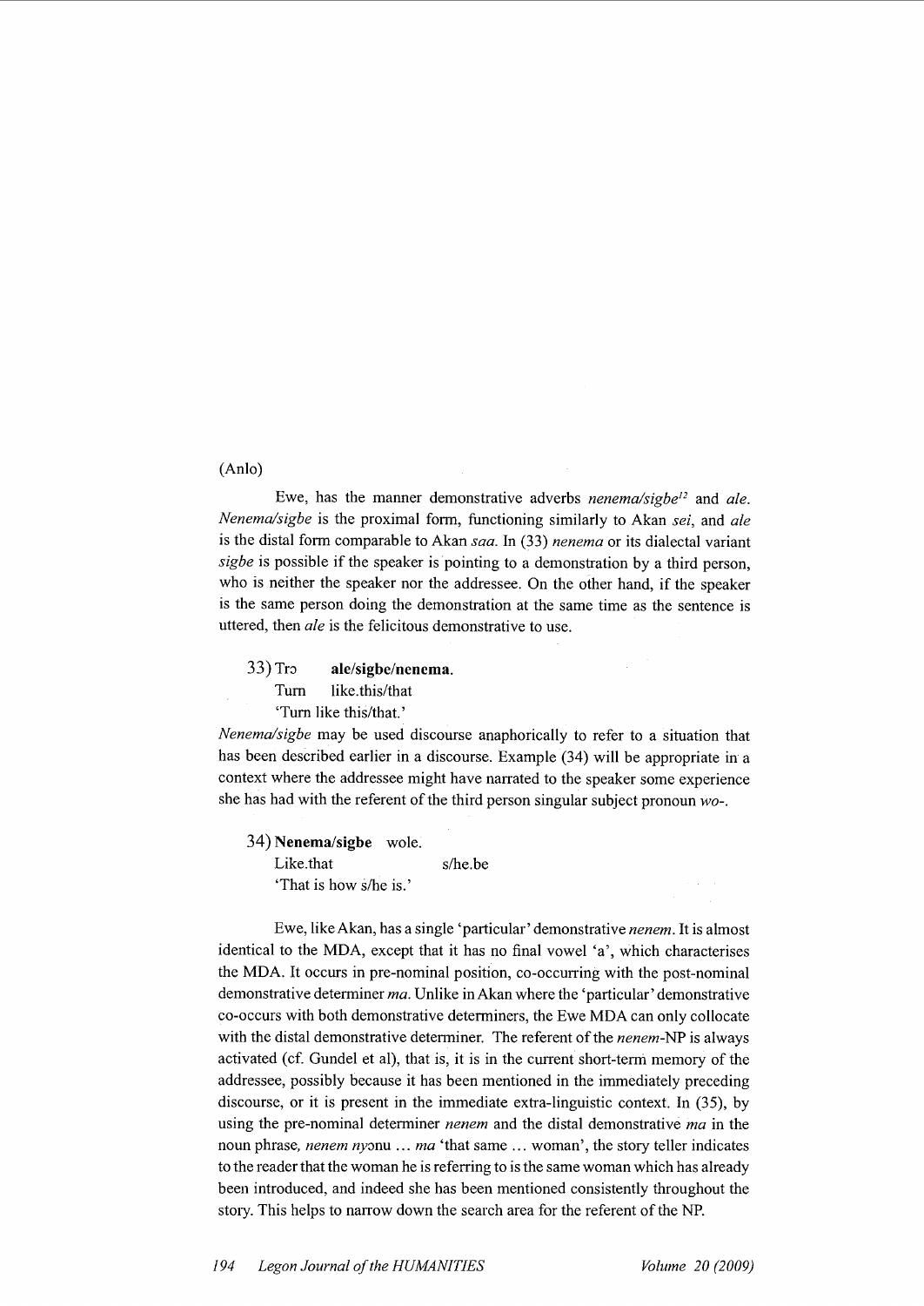(Anlo)

Ewe, has the manner demonstrative adverbs *nenema/sigbe*[12] and *ale*. *Nenema/sigbe* is the proximal form, functioning similarly to Akan *sei*, and *ale* is the distal form comparable to Akan *saa*. In (33) *nenema* or its dialectal variant *sigbe* is possible if the speaker is pointing to a demonstration by a third person, who is neither the speaker nor the addressee. On the other hand, if the speaker is the same person doing the demonstration at the same time as the sentence is uttered, then *ale* is the felicitous demonstrative to use.

33) Trɔ **ale/sigbe/nenema**.
Turn like.this/that
'Turn like this/that.'

*Nenema/sigbe* may be used discourse anaphorically to refer to a situation that has been described earlier in a discourse. Example (34) will be appropriate in a context where the addressee might have narrated to the speaker some experience she has had with the referent of the third person singular subject pronoun *wo-*.

34) **Nenema/sigbe** wole.
Like.that s/he.be
'That is how s/he is.'

Ewe, like Akan, has a single 'particular' demonstrative *nenem*. It is almost identical to the MDA, except that it has no final vowel 'a', which characterises the MDA. It occurs in pre-nominal position, co-occurring with the post-nominal demonstrative determiner *ma*. Unlike in Akan where the 'particular' demonstrative co-occurs with both demonstrative determiners, the Ewe MDA can only collocate with the distal demonstrative determiner. The referent of the *nenem*-NP is always activated (cf. Gundel et al), that is, it is in the current short-term memory of the addressee, possibly because it has been mentioned in the immediately preceding discourse, or it is present in the immediate extra-linguistic context. In (35), by using the pre-nominal determiner *nenem* and the distal demonstrative *ma* in the noun phrase, *nenem nyɔnu … ma* 'that same … woman', the story teller indicates to the reader that the woman he is referring to is the same woman which has already been introduced, and indeed she has been mentioned consistently throughout the story. This helps to narrow down the search area for the referent of the NP.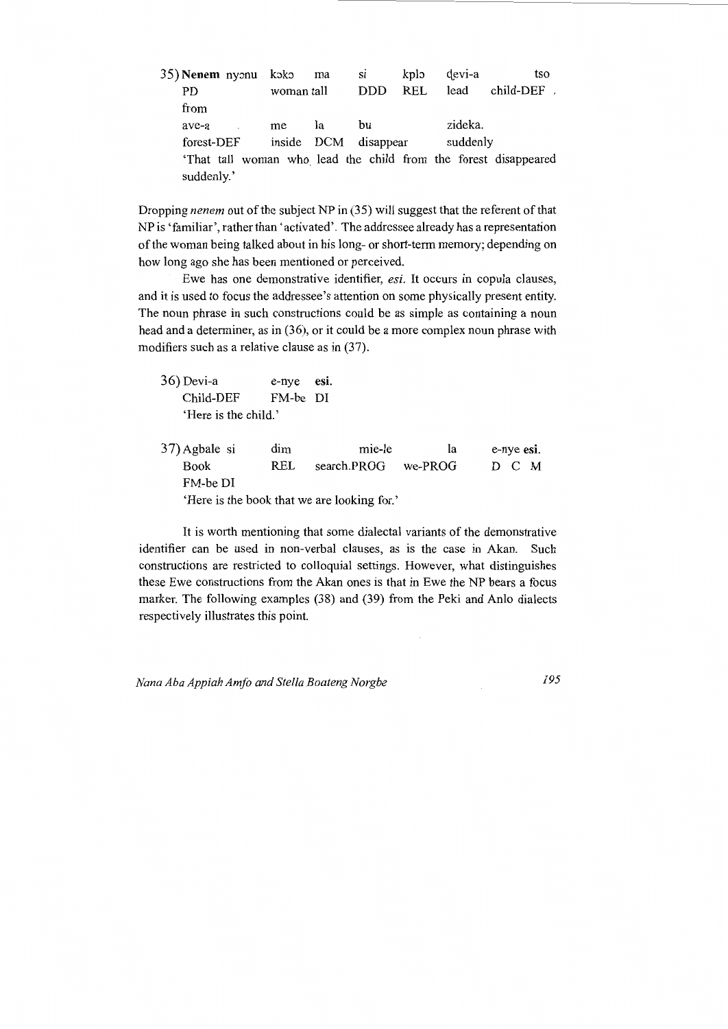35) **Nenem** nyɔnu kɔkɔ ma si kplɔ ɖevi-a tso
PD woman tall DDD REL lead child-DEF from
ave-a me la bu zideka.
forest-DEF inside DCM disappear suddenly
'That tall woman who lead the child from the forest disappeared suddenly.'

Dropping *nenem* out of the subject NP in (35) will suggest that the referent of that NP is 'familiar', rather than 'activated'. The addressee already has a representation of the woman being talked about in his long- or short-term memory; depending on how long ago she has been mentioned or perceived.

Ewe has one demonstrative identifier, *esi*. It occurs in copula clauses, and it is used to focus the addressee's attention on some physically present entity. The noun phrase in such constructions could be as simple as containing a noun head and a determiner, as in (36), or it could be a more complex noun phrase with modifiers such as a relative clause as in (37).

36) Devi-a e-nye **esi.**
Child-DEF FM-be DI
'Here is the child.'

37) Agbale si dim mie-le la e-nye **esi.**
Book REL search.PROG we-PROG D C M FM-be DI
'Here is the book that we are looking for.'

It is worth mentioning that some dialectal variants of the demonstrative identifier can be used in non-verbal clauses, as is the case in Akan. Such constructions are restricted to colloquial settings. However, what distinguishes these Ewe constructions from the Akan ones is that in Ewe the NP bears a focus marker. The following examples (38) and (39) from the Peki and Anlo dialects respectively illustrates this point.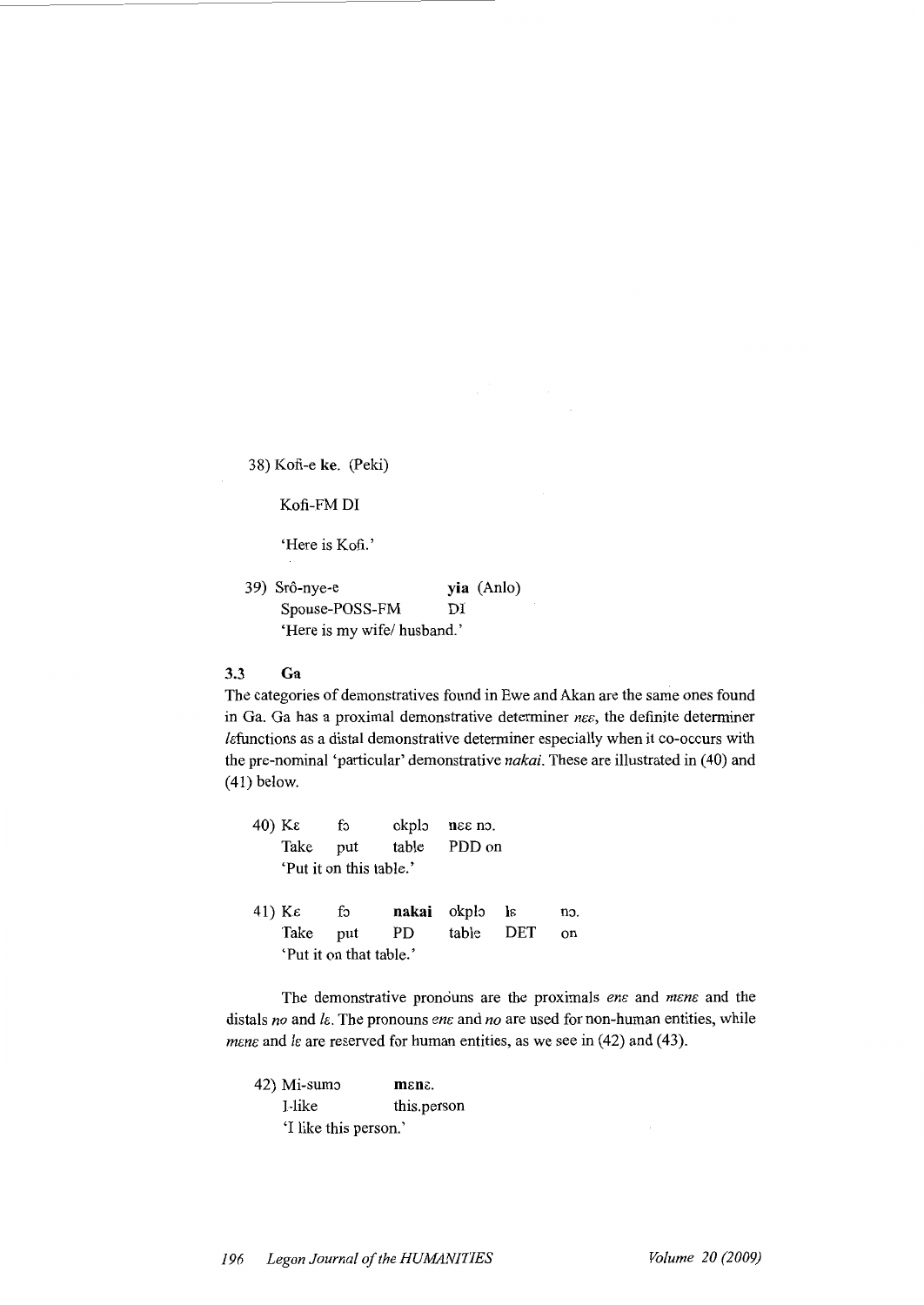38) Kofi-e **ke**. (Peki)

Kofi-FM DI

'Here is Kofi.'

39) Srô-nye-e **yia** (Anlo)
Spouse-POSS-FM DI
'Here is my wife/ husband.'

### 3.3 Ga

The categories of demonstratives found in Ewe and Akan are the same ones found in Ga. Ga has a proximal demonstrative determiner *nɛɛ*, the definite determiner *lɛ*functions as a distal demonstrative determiner especially when it co-occurs with the pre-nominal 'particular' demonstrative *nakai*. These are illustrated in (40) and (41) below.

40) Kɛ fɔ okplɔ **nɛɛ** nɔ.
Take put table PDD on
'Put it on this table.'

41) Kɛ fɔ **nakai** okplɔ **lɛ** nɔ.
Take put PD table DET on
'Put it on that table.'

The demonstrative pronouns are the proximals *enɛ* and *mɛnɛ* and the distals *no* and *lɛ*. The pronouns *enɛ* and *no* are used for non-human entities, while *mɛnɛ* and *lɛ* are reserved for human entities, as we see in (42) and (43).

42) Mi-sumɔ **mɛnɛ**.
I-like this.person
'I like this person.'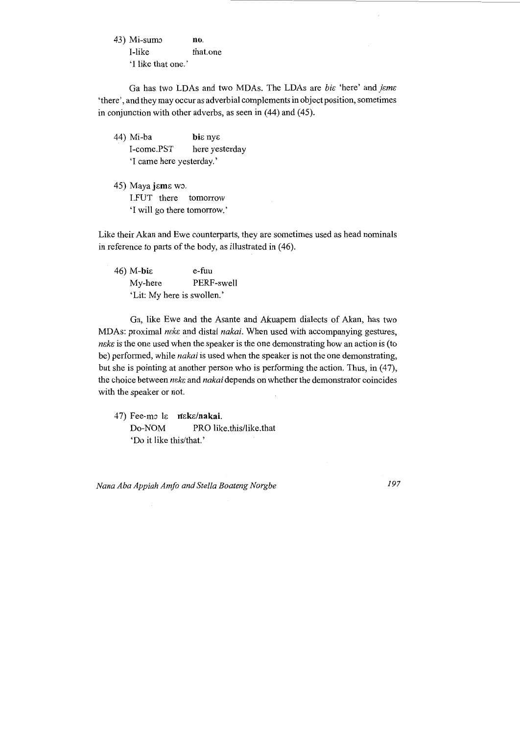43) Mi-sumɔ **no**.
I-like that.one
'I like that one.'

Ga has two LDAs and two MDAs. The LDAs are *biɛ* 'here' and *jɛmɛ* 'there', and they may occur as adverbial complements in object position, sometimes in conjunction with other adverbs, as seen in (44) and (45).

44) Mi-ba **biɛ** nyɛ
I-come.PST here yesterday
'I came here yesterday.'

45) Maya **jɛmɛ** wɔ.
I.FUT there tomorrow
'I will go there tomorrow.'

Like their Akan and Ewe counterparts, they are sometimes used as head nominals in reference to parts of the body, as illustrated in (46).

46) M-**biɛ** e-fuu
My-here PERF-swell
'Lit: My here is swollen.'

Ga, like Ewe and the Asante and Akuapem dialects of Akan, has two MDAs: proximal *nɛkɛ* and distal *nakai*. When used with accompanying gestures, *nɛkɛ* is the one used when the speaker is the one demonstrating how an action is (to be) performed, while *nakai* is used when the speaker is not the one demonstrating, but she is pointing at another person who is performing the action. Thus, in (47), the choice between *nɛkɛ* and *nakai* depends on whether the demonstrator coincides with the speaker or not.

47) Fee-mɔ lɛ **nɛkɛ/nakai**.
Do-NOM PRO like.this/like.that
'Do it like this/that.'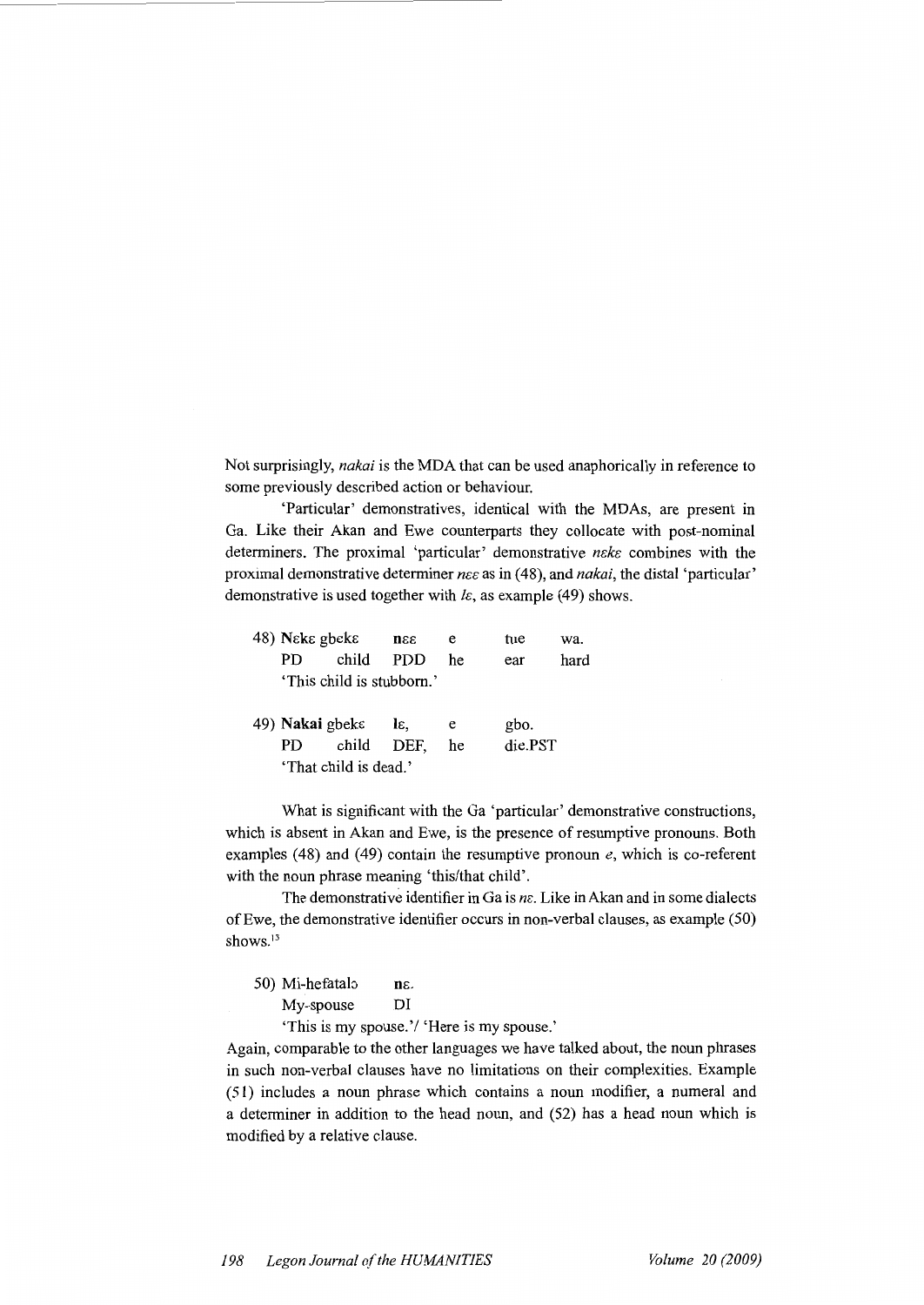Not surprisingly, *nakai* is the MDA that can be used anaphorically in reference to some previously described action or behaviour.

'Particular' demonstratives, identical with the MDAs, are present in Ga. Like their Akan and Ewe counterparts they collocate with post-nominal determiners. The proximal 'particular' demonstrative *nɛkɛ* combines with the proximal demonstrative determiner *nɛɛ* as in (48), and *nakai*, the distal 'particular' demonstrative is used together with *lɛ*, as example (49) shows.

| 48) **Nɛkɛ** gbekɛ | **nɛɛ** | e | tue | wa. |
|---|---|---|---|---|
| PD child | PDD | he | ear | hard |

'This child is stubborn.'

| 49) **Nakai** gbekɛ | **lɛ,** | e | gbo. |
|---|---|---|---|
| PD child | DEF, | he | die.PST |

'That child is dead.'

What is significant with the Ga 'particular' demonstrative constructions, which is absent in Akan and Ewe, is the presence of resumptive pronouns. Both examples (48) and (49) contain the resumptive pronoun *e*, which is co-referent with the noun phrase meaning 'this/that child'.

The demonstrative identifier in Ga is *nɛ*. Like in Akan and in some dialects of Ewe, the demonstrative identifier occurs in non-verbal clauses, as example (50) shows.[13]

| 50) Mi-hefatalɔ | **nɛ.** |
|---|---|
| My-spouse | DI |

'This is my spouse.'/ 'Here is my spouse.'

Again, comparable to the other languages we have talked about, the noun phrases in such non-verbal clauses have no limitations on their complexities. Example (51) includes a noun phrase which contains a noun modifier, a numeral and a determiner in addition to the head noun, and (52) has a head noun which is modified by a relative clause.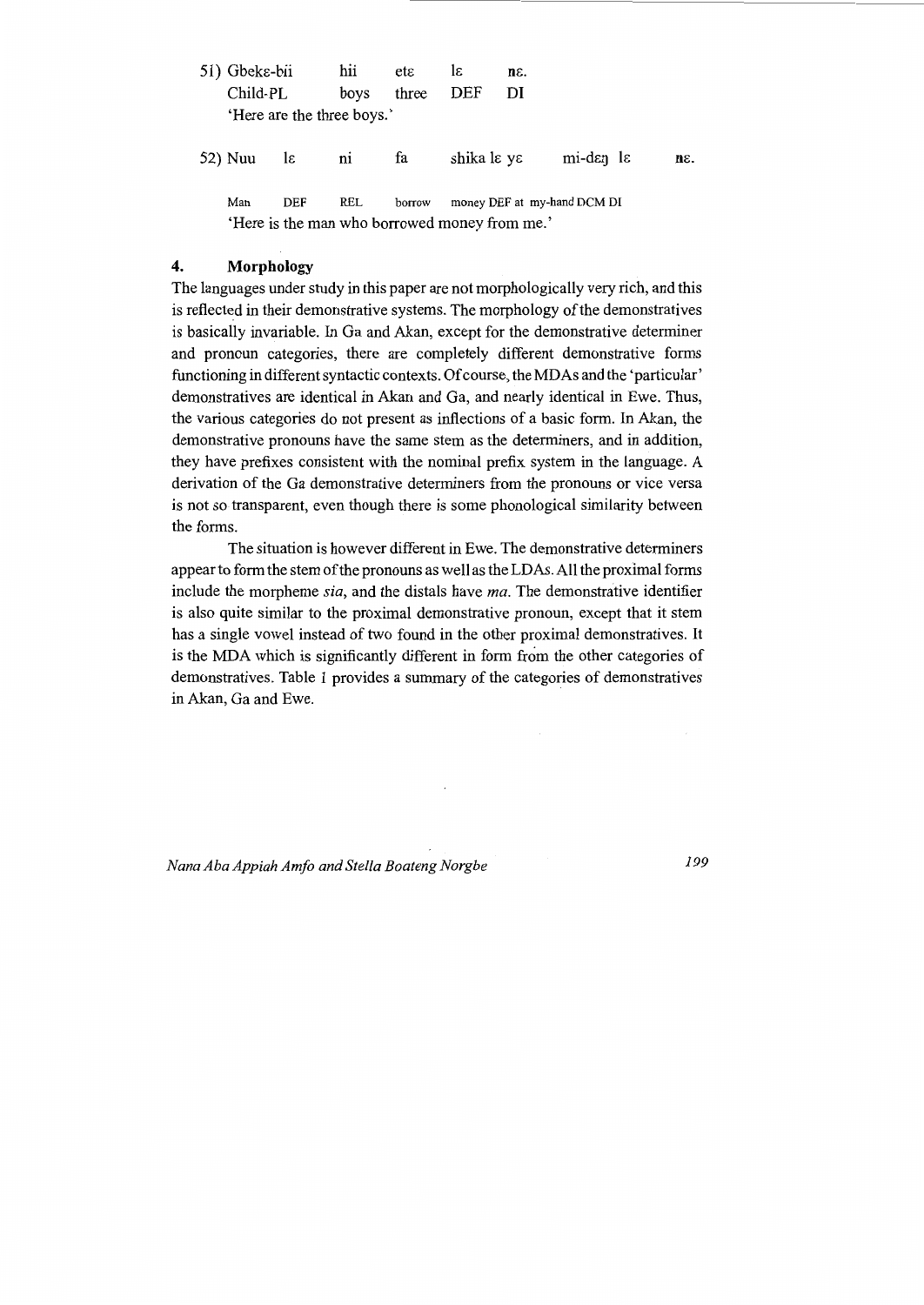51) Gbekɛ-bii hii etɛ lɛ nɛ.
Child-PL boys three DEF DI
'Here are the three boys.'

52) Nuu lɛ ni fa shika lɛ yɛ mi-dɛŋ lɛ nɛ.

Man DEF REL borrow money DEF at my-hand DCM DI
'Here is the man who borrowed money from me.'

## 4. Morphology

The languages under study in this paper are not morphologically very rich, and this is reflected in their demonstrative systems. The morphology of the demonstratives is basically invariable. In Ga and Akan, except for the demonstrative determiner and pronoun categories, there are completely different demonstrative forms functioning in different syntactic contexts. Of course, the MDAs and the 'particular' demonstratives are identical in Akan and Ga, and nearly identical in Ewe. Thus, the various categories do not present as inflections of a basic form. In Akan, the demonstrative pronouns have the same stem as the determiners, and in addition, they have prefixes consistent with the nominal prefix system in the language. A derivation of the Ga demonstrative determiners from the pronouns or vice versa is not so transparent, even though there is some phonological similarity between the forms.

The situation is however different in Ewe. The demonstrative determiners appear to form the stem of the pronouns as well as the LDAs. All the proximal forms include the morpheme *sia*, and the distals have *ma*. The demonstrative identifier is also quite similar to the proximal demonstrative pronoun, except that it stem has a single vowel instead of two found in the other proximal demonstratives. It is the MDA which is significantly different in form from the other categories of demonstratives. Table 1 provides a summary of the categories of demonstratives in Akan, Ga and Ewe.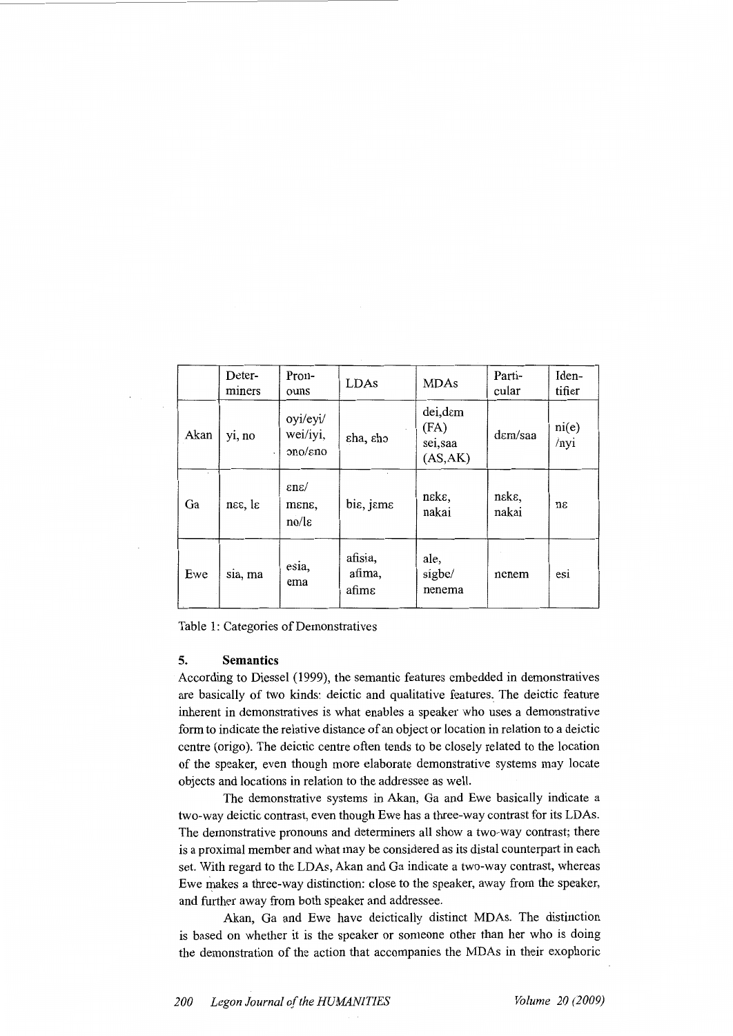| | Determiners | Pronouns | LDAs | MDAs | Particular | Identifier |
|---|---|---|---|---|---|---|
| Akan | yi, no | oyi/eyi/ wei/iyi, ɔno/ɛno | ɛha, ɛhɔ | dei,dɛm (FA) sei,saa (AS,AK) | dɛm/saa | ni(e) /nyi |
| Ga | nɛɛ, lɛ | ɛnɛ/ mɛnɛ, no/lɛ | biɛ, jɛmɛ | nɛkɛ, nakai | nɛkɛ, nakai | nɛ |
| Ewe | sia, ma | esia, ema | afisia, afima, afimɛ | ale, sigbe/ nenema | nenem | esi |

Table 1: Categories of Demonstratives

## 5. Semantics

According to Diessel (1999), the semantic features embedded in demonstratives are basically of two kinds: deictic and qualitative features. The deictic feature inherent in demonstratives is what enables a speaker who uses a demonstrative form to indicate the relative distance of an object or location in relation to a deictic centre (origo). The deictic centre often tends to be closely related to the location of the speaker, even though more elaborate demonstrative systems may locate objects and locations in relation to the addressee as well.

The demonstrative systems in Akan, Ga and Ewe basically indicate a two-way deictic contrast, even though Ewe has a three-way contrast for its LDAs. The demonstrative pronouns and determiners all show a two-way contrast; there is a proximal member and what may be considered as its distal counterpart in each set. With regard to the LDAs, Akan and Ga indicate a two-way contrast, whereas Ewe makes a three-way distinction: close to the speaker, away from the speaker, and further away from both speaker and addressee.

Akan, Ga and Ewe have deictically distinct MDAs. The distinction is based on whether it is the speaker or someone other than her who is doing the demonstration of the action that accompanies the MDAs in their exophoric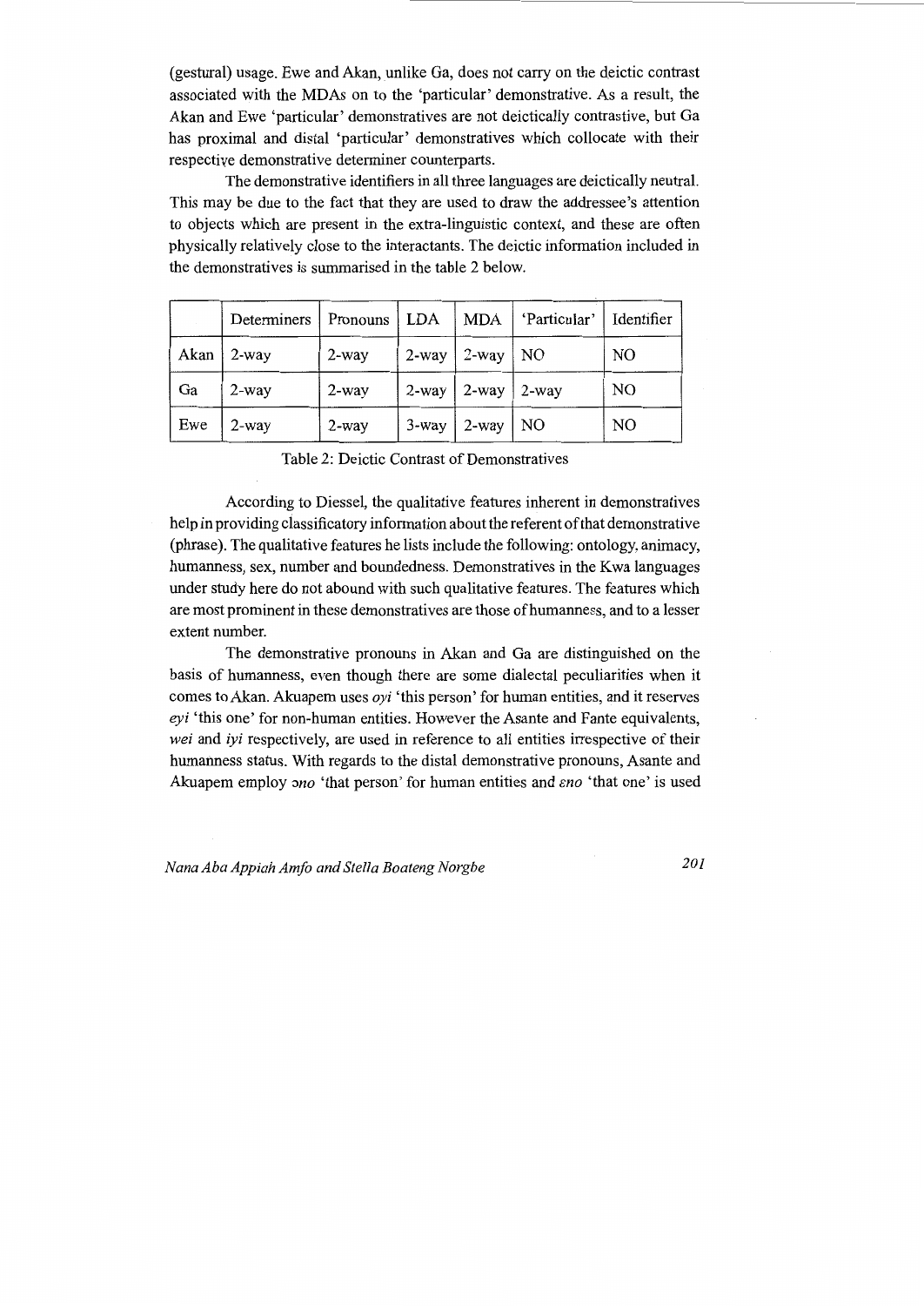(gestural) usage. Ewe and Akan, unlike Ga, does not carry on the deictic contrast associated with the MDAs on to the 'particular' demonstrative. As a result, the Akan and Ewe 'particular' demonstratives are not deictically contrastive, but Ga has proximal and distal 'particular' demonstratives which collocate with their respective demonstrative determiner counterparts.

The demonstrative identifiers in all three languages are deictically neutral. This may be due to the fact that they are used to draw the addressee's attention to objects which are present in the extra-linguistic context, and these are often physically relatively close to the interactants. The deictic information included in the demonstratives is summarised in the table 2 below.

| | Determiners | Pronouns | LDA | MDA | 'Particular' | Identifier |
|---|---|---|---|---|---|---|
| Akan | 2-way | 2-way | 2-way | 2-way | NO | NO |
| Ga | 2-way | 2-way | 2-way | 2-way | 2-way | NO |
| Ewe | 2-way | 2-way | 3-way | 2-way | NO | NO |

Table 2: Deictic Contrast of Demonstratives

According to Diessel, the qualitative features inherent in demonstratives help in providing classificatory information about the referent of that demonstrative (phrase). The qualitative features he lists include the following: ontology, animacy, humanness, sex, number and boundedness. Demonstratives in the Kwa languages under study here do not abound with such qualitative features. The features which are most prominent in these demonstratives are those of humanness, and to a lesser extent number.

The demonstrative pronouns in Akan and Ga are distinguished on the basis of humanness, even though there are some dialectal peculiarities when it comes to Akan. Akuapem uses *oyi* 'this person' for human entities, and it reserves *eyi* 'this one' for non-human entities. However the Asante and Fante equivalents, *wei* and *iyi* respectively, are used in reference to all entities irrespective of their humanness status. With regards to the distal demonstrative pronouns, Asante and Akuapem employ *ɔno* 'that person' for human entities and *ɛno* 'that one' is used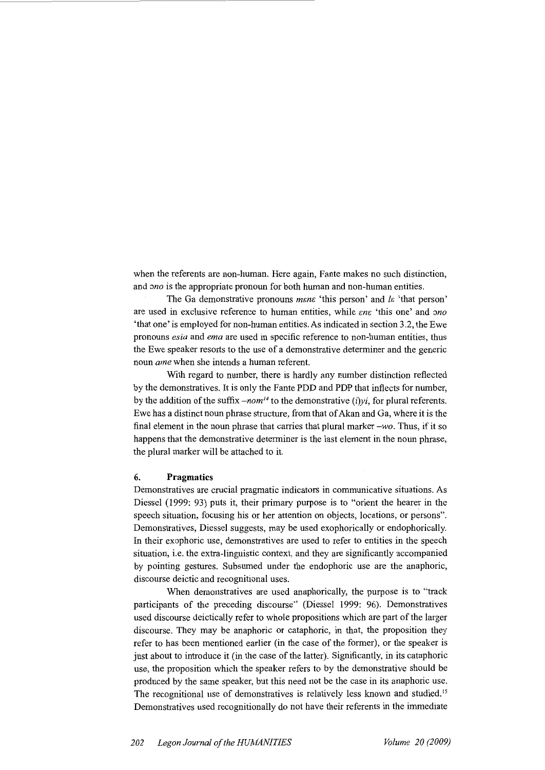when the referents are non-human. Here again, Fante makes no such distinction, and *ɔno* is the appropriate pronoun for both human and non-human entities.

The Ga demonstrative pronouns *mɛnɛ* 'this person' and *lɛ* 'that person' are used in exclusive reference to human entities, while *ɛnɛ* 'this one' and *ɔno* 'that one' is employed for non-human entities. As indicated in section 3.2, the Ewe pronouns *esia* and *ema* are used in specific reference to non-human entities, thus the Ewe speaker resorts to the use of a demonstrative determiner and the generic noun *ame* when she intends a human referent.

With regard to number, there is hardly any number distinction reflected by the demonstratives. It is only the Fante PDD and PDP that inflects for number, by the addition of the suffix *–nom*[14] to the demonstrative *(i)yi*, for plural referents. Ewe has a distinct noun phrase structure, from that of Akan and Ga, where it is the final element in the noun phrase that carries that plural marker *–wo*. Thus, if it so happens that the demonstrative determiner is the last element in the noun phrase, the plural marker will be attached to it.

## 6. Pragmatics

Demonstratives are crucial pragmatic indicators in communicative situations. As Diessel (1999: 93) puts it, their primary purpose is to "orient the hearer in the speech situation, focusing his or her attention on objects, locations, or persons". Demonstratives, Diessel suggests, may be used exophorically or endophorically. In their exophoric use, demonstratives are used to refer to entities in the speech situation, i.e. the extra-linguistic context, and they are significantly accompanied by pointing gestures. Subsumed under the endophoric use are the anaphoric, discourse deictic and recognitional uses.

When demonstratives are used anaphorically, the purpose is to "track participants of the preceding discourse" (Diessel 1999: 96). Demonstratives used discourse deictically refer to whole propositions which are part of the larger discourse. They may be anaphoric or cataphoric, in that, the proposition they refer to has been mentioned earlier (in the case of the former), or the speaker is just about to introduce it (in the case of the latter). Significantly, in its cataphoric use, the proposition which the speaker refers to by the demonstrative should be produced by the same speaker, but this need not be the case in its anaphoric use. The recognitional use of demonstratives is relatively less known and studied.[15] Demonstratives used recognitionally do not have their referents in the immediate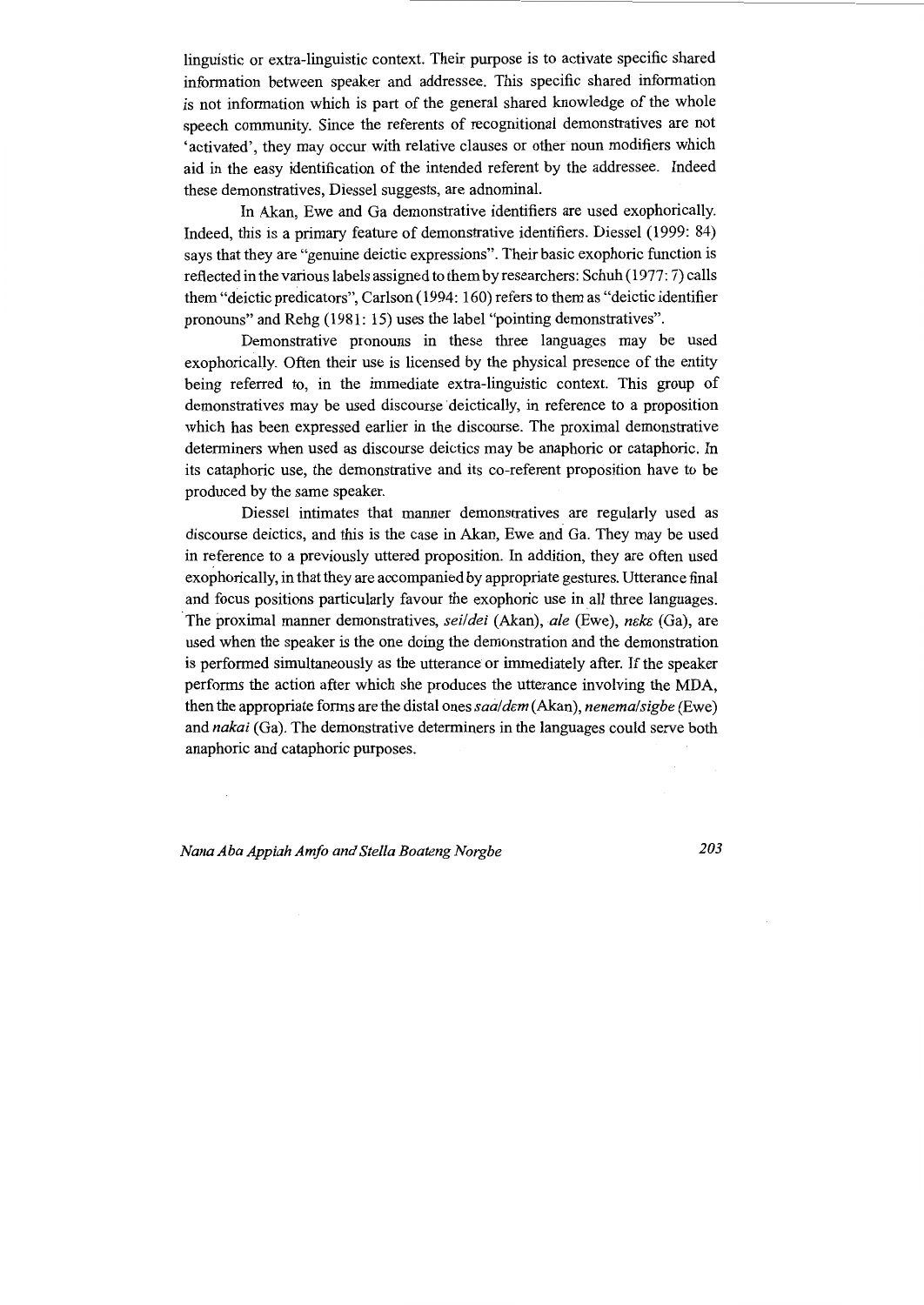linguistic or extra-linguistic context. Their purpose is to activate specific shared information between speaker and addressee. This specific shared information is not information which is part of the general shared knowledge of the whole speech community. Since the referents of recognitional demonstratives are not 'activated', they may occur with relative clauses or other noun modifiers which aid in the easy identification of the intended referent by the addressee. Indeed these demonstratives, Diessel suggests, are adnominal.

In Akan, Ewe and Ga demonstrative identifiers are used exophorically. Indeed, this is a primary feature of demonstrative identifiers. Diessel (1999: 84) says that they are "genuine deictic expressions". Their basic exophoric function is reflected in the various labels assigned to them by researchers: Schuh (1977: 7) calls them "deictic predicators", Carlson (1994: 160) refers to them as "deictic identifier pronouns" and Rehg (1981: 15) uses the label "pointing demonstratives".

Demonstrative pronouns in these three languages may be used exophorically. Often their use is licensed by the physical presence of the entity being referred to, in the immediate extra-linguistic context. This group of demonstratives may be used discourse deictically, in reference to a proposition which has been expressed earlier in the discourse. The proximal demonstrative determiners when used as discourse deictics may be anaphoric or cataphoric. In its cataphoric use, the demonstrative and its co-referent proposition have to be produced by the same speaker.

Diessel intimates that manner demonstratives are regularly used as discourse deictics, and this is the case in Akan, Ewe and Ga. They may be used in reference to a previously uttered proposition. In addition, they are often used exophorically, in that they are accompanied by appropriate gestures. Utterance final and focus positions particularly favour the exophoric use in all three languages. The proximal manner demonstratives, *sei/dei* (Akan), *ale* (Ewe), *nɛkɛ* (Ga), are used when the speaker is the one doing the demonstration and the demonstration is performed simultaneously as the utterance or immediately after. If the speaker performs the action after which she produces the utterance involving the MDA, then the appropriate forms are the distal ones *saa/dɛm* (Akan), *nenema/sigbe* (Ewe) and *nakai* (Ga). The demonstrative determiners in the languages could serve both anaphoric and cataphoric purposes.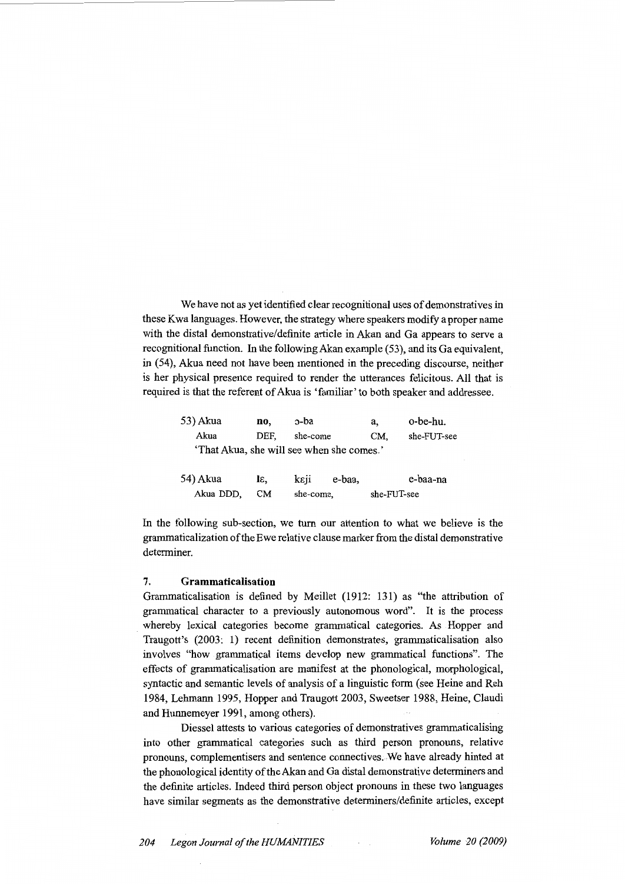We have not as yet identified clear recognitional uses of demonstratives in these Kwa languages. However, the strategy where speakers modify a proper name with the distal demonstrative/definite article in Akan and Ga appears to serve a recognitional function. In the following Akan example (53), and its Ga equivalent, in (54), Akua need not have been mentioned in the preceding discourse, neither is her physical presence required to render the utterances felicitous. All that is required is that the referent of Akua is 'familiar' to both speaker and addressee.

| 53) Akua | **no,** | ɔ-ba | a, | o-be-hu. |
|---|---|---|---|---|
| Akua | DEF, | she-come | CM, | she-FUT-see |

'That Akua, she will see when she comes.'

| 54) Akua | **lɛ,** | kɛji | e-baa, | e-baa-na |
|---|---|---|---|---|
| Akua DDD, | CM | she-come, | | she-FUT-see |

In the following sub-section, we turn our attention to what we believe is the grammaticalization of the Ewe relative clause marker from the distal demonstrative determiner.

## 7. Grammaticalisation

Grammaticalisation is defined by Meillet (1912: 131) as "the attribution of grammatical character to a previously autonomous word". It is the process whereby lexical categories become grammatical categories. As Hopper and Traugott's (2003: 1) recent definition demonstrates, grammaticalisation also involves "how grammatical items develop new grammatical functions". The effects of grammaticalisation are manifest at the phonological, morphological, syntactic and semantic levels of analysis of a linguistic form (see Heine and Reh 1984, Lehmann 1995, Hopper and Traugott 2003, Sweetser 1988, Heine, Claudi and Hunnemeyer 1991, among others).

Diessel attests to various categories of demonstratives grammaticalising into other grammatical categories such as third person pronouns, relative pronouns, complementisers and sentence connectives. We have already hinted at the phonological identity of the Akan and Ga distal demonstrative determiners and the definite articles. Indeed third person object pronouns in these two languages have similar segments as the demonstrative determiners/definite articles, except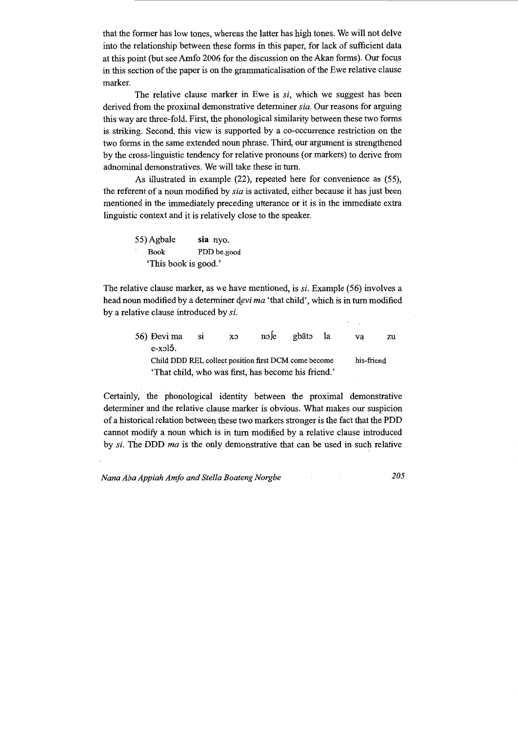that the former has low tones, whereas the latter has high tones. We will not delve into the relationship between these forms in this paper, for lack of sufficient data at this point (but see Amfo 2006 for the discussion on the Akan forms). Our focus in this section of the paper is on the grammaticalisation of the Ewe relative clause marker.

The relative clause marker in Ewe is *si*, which we suggest has been derived from the proximal demonstrative determiner *sia*. Our reasons for arguing this way are three-fold. First, the phonological similarity between these two forms is striking. Second, this view is supported by a co-occurrence restriction on the two forms in the same extended noun phrase. Third, our argument is strengthened by the cross-linguistic tendency for relative pronouns (or markers) to derive from adnominal demonstratives. We will take these in turn.

As illustrated in example (22), repeated here for convenience as (55), the referent of a noun modified by *sia* is activated, either because it has just been mentioned in the immediately preceding utterance or it is in the immediate extra linguistic context and it is relatively close to the speaker.

55) Agbale **sia** nyo.
Book PDD be.good
'This book is good.'

The relative clause marker, as we have mentioned, is *si*. Example (56) involves a head noun modified by a determiner *ɖevi ma* 'that child', which is in turn modified by a relative clause introduced by *si*.

56) Ɖevi ma si xɔ nɔʃe gbãtɔ la va zu e-xɔlɔ̃.
Child DDD REL collect position first DCM come become his-friend
'That child, who was first, has become his friend.'

Certainly, the phonological identity between the proximal demonstrative determiner and the relative clause marker is obvious. What makes our suspicion of a historical relation between these two markers stronger is the fact that the PDD cannot modify a noun which is in turn modified by a relative clause introduced by *si*. The DDD *ma* is the only demonstrative that can be used in such relative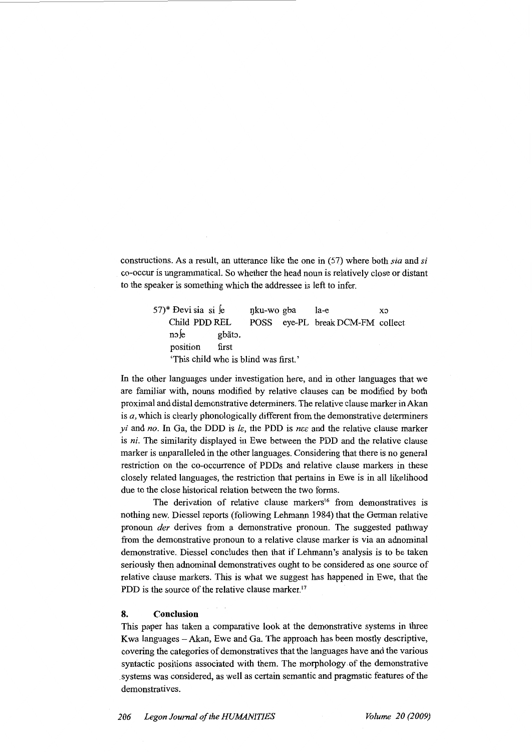constructions. As a result, an utterance like the one in (57) where both *sia* and *si* co-occur is ungrammatical. So whether the head noun is relatively close or distant to the speaker is something which the addressee is left to infer.

```
57)* Ɖevi sia  si ʃe      ŋku-wo gba      la-e               xɔ
     Child PDD REL       POSS   eye-PL   break DCM-FM   collect
     nɔʃe        gbãtɔ.
     position    first
     'This child who is blind was first.'
```

In the other languages under investigation here, and in other languages that we are familiar with, nouns modified by relative clauses can be modified by both proximal and distal demonstrative determiners. The relative clause marker in Akan is *a*, which is clearly phonologically different from the demonstrative determiners *yi* and *no*. In Ga, the DDD is *lɛ*, the PDD is *nɛɛ* and the relative clause marker is *ni*. The similarity displayed in Ewe between the PDD and the relative clause marker is unparalleled in the other languages. Considering that there is no general restriction on the co-occurrence of PDDs and relative clause markers in these closely related languages, the restriction that pertains in Ewe is in all likelihood due to the close historical relation between the two forms.

The derivation of relative clause markers[16] from demonstratives is nothing new. Diessel reports (following Lehmann 1984) that the German relative pronoun *der* derives from a demonstrative pronoun. The suggested pathway from the demonstrative pronoun to a relative clause marker is via an adnominal demonstrative. Diessel concludes then that if Lehmann's analysis is to be taken seriously then adnominal demonstratives ought to be considered as one source of relative clause markers. This is what we suggest has happened in Ewe, that the PDD is the source of the relative clause marker.[17]

## 8. Conclusion

This paper has taken a comparative look at the demonstrative systems in three Kwa languages – Akan, Ewe and Ga. The approach has been mostly descriptive, covering the categories of demonstratives that the languages have and the various syntactic positions associated with them. The morphology of the demonstrative systems was considered, as well as certain semantic and pragmatic features of the demonstratives.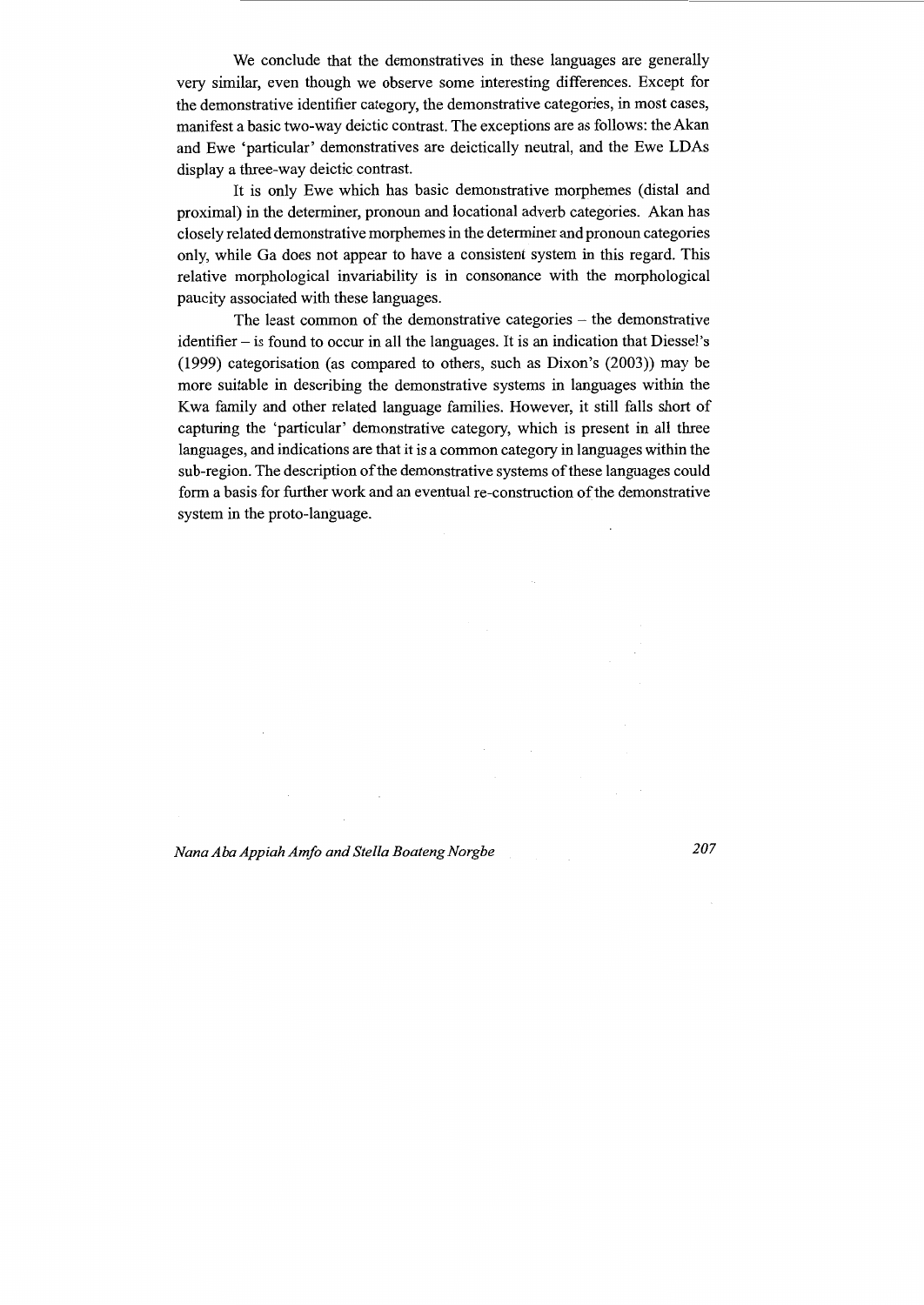We conclude that the demonstratives in these languages are generally very similar, even though we observe some interesting differences. Except for the demonstrative identifier category, the demonstrative categories, in most cases, manifest a basic two-way deictic contrast. The exceptions are as follows: the Akan and Ewe 'particular' demonstratives are deictically neutral, and the Ewe LDAs display a three-way deictic contrast.

It is only Ewe which has basic demonstrative morphemes (distal and proximal) in the determiner, pronoun and locational adverb categories. Akan has closely related demonstrative morphemes in the determiner and pronoun categories only, while Ga does not appear to have a consistent system in this regard. This relative morphological invariability is in consonance with the morphological paucity associated with these languages.

The least common of the demonstrative categories – the demonstrative identifier – is found to occur in all the languages. It is an indication that Diessel's (1999) categorisation (as compared to others, such as Dixon's (2003)) may be more suitable in describing the demonstrative systems in languages within the Kwa family and other related language families. However, it still falls short of capturing the 'particular' demonstrative category, which is present in all three languages, and indications are that it is a common category in languages within the sub-region. The description of the demonstrative systems of these languages could form a basis for further work and an eventual re-construction of the demonstrative system in the proto-language.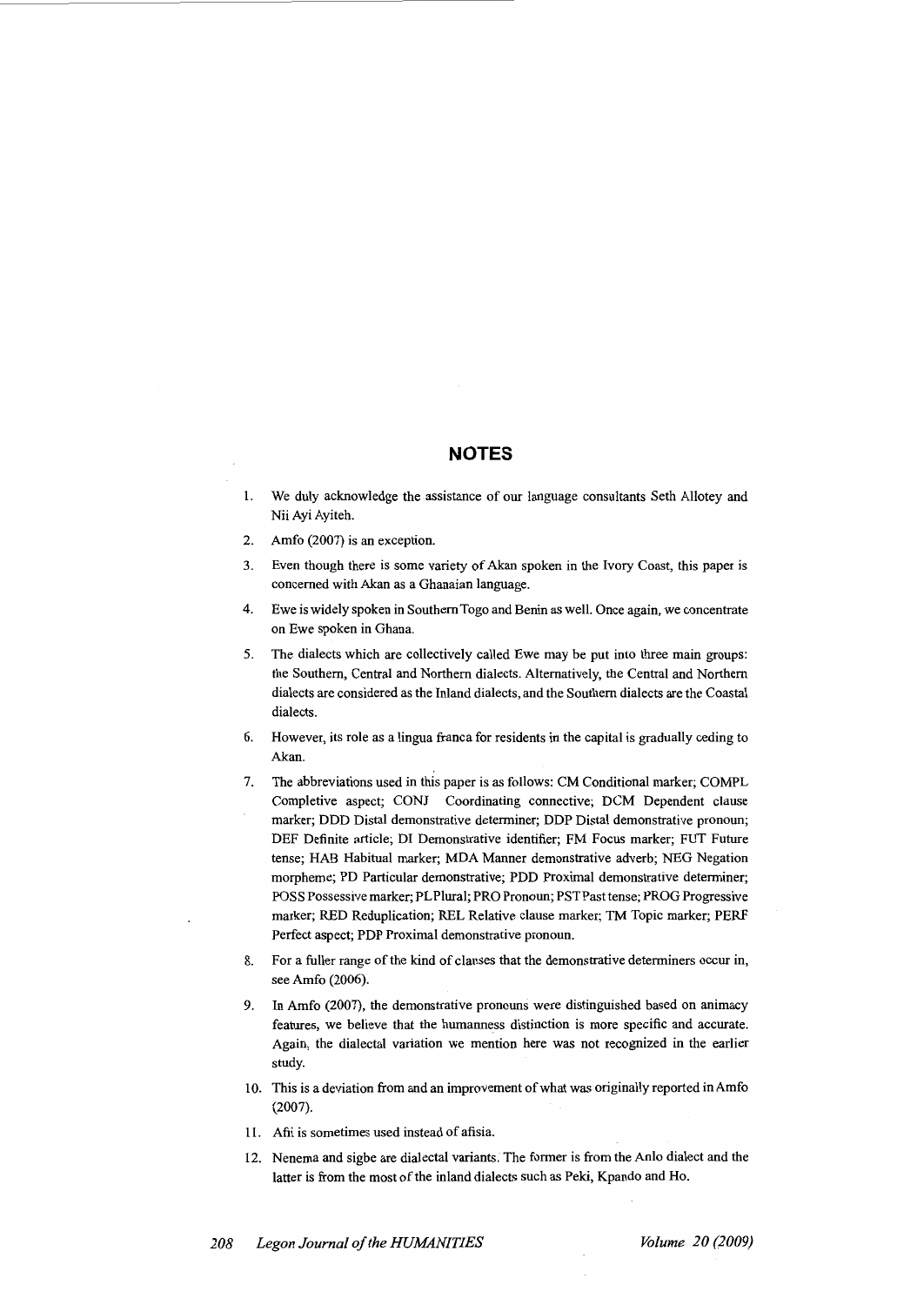## NOTES

1. We duly acknowledge the assistance of our language consultants Seth Allotey and Nii Ayi Ayiteh.
2. Amfo (2007) is an exception.
3. Even though there is some variety of Akan spoken in the Ivory Coast, this paper is concerned with Akan as a Ghanaian language.
4. Ewe is widely spoken in Southern Togo and Benin as well. Once again, we concentrate on Ewe spoken in Ghana.
5. The dialects which are collectively called Ewe may be put into three main groups: the Southern, Central and Northern dialects. Alternatively, the Central and Northern dialects are considered as the Inland dialects, and the Southern dialects are the Coastal dialects.
6. However, its role as a lingua franca for residents in the capital is gradually ceding to Akan.
7. The abbreviations used in this paper is as follows: CM Conditional marker; COMPL Completive aspect; CONJ Coordinating connective; DCM Dependent clause marker; DDD Distal demonstrative determiner; DDP Distal demonstrative pronoun; DEF Definite article; DI Demonstrative identifier; FM Focus marker; FUT Future tense; HAB Habitual marker; MDA Manner demonstrative adverb; NEG Negation morpheme; PD Particular demonstrative; PDD Proximal demonstrative determiner; POSS Possessive marker; PL Plural; PRO Pronoun; PST Past tense; PROG Progressive marker; RED Reduplication; REL Relative clause marker; TM Topic marker; PERF Perfect aspect; PDP Proximal demonstrative pronoun.
8. For a fuller range of the kind of clauses that the demonstrative determiners occur in, see Amfo (2006).
9. In Amfo (2007), the demonstrative pronouns were distinguished based on animacy features, we believe that the humanness distinction is more specific and accurate. Again, the dialectal variation we mention here was not recognized in the earlier study.
10. This is a deviation from and an improvement of what was originally reported in Amfo (2007).
11. Afii is sometimes used instead of afisia.
12. Nenema and sigbe are dialectal variants. The former is from the Anlo dialect and the latter is from the most of the inland dialects such as Peki, Kpando and Ho.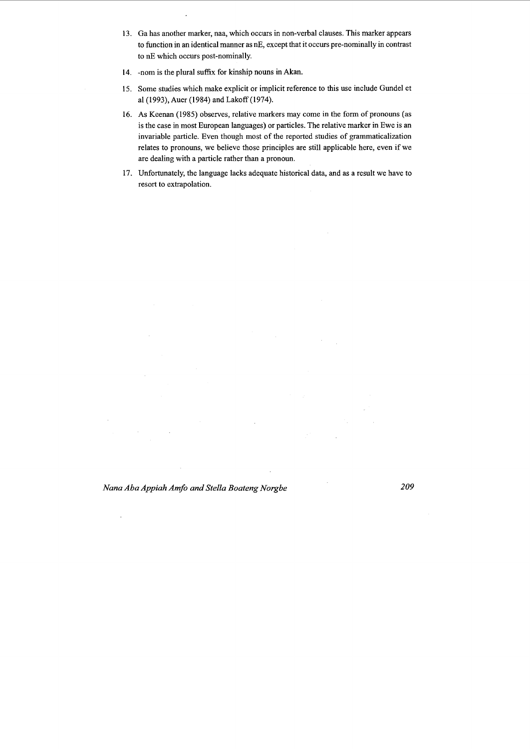13. Ga has another marker, naa, which occurs in non-verbal clauses. This marker appears to function in an identical manner as nE, except that it occurs pre-nominally in contrast to nE which occurs post-nominally.

14. -nom is the plural suffix for kinship nouns in Akan.

15. Some studies which make explicit or implicit reference to this use include Gundel et al (1993), Auer (1984) and Lakoff (1974).

16. As Keenan (1985) observes, relative markers may come in the form of pronouns (as is the case in most European languages) or particles. The relative marker in Ewe is an invariable particle. Even though most of the reported studies of grammaticalization relates to pronouns, we believe those principles are still applicable here, even if we are dealing with a particle rather than a pronoun.

17. Unfortunately, the language lacks adequate historical data, and as a result we have to resort to extrapolation.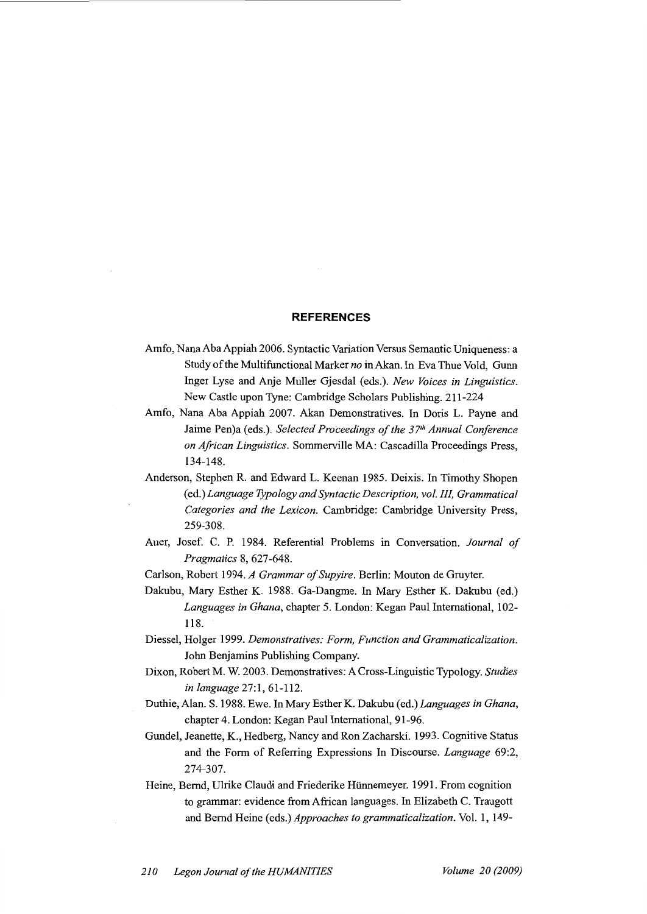## REFERENCES

Amfo, Nana Aba Appiah 2006. Syntactic Variation Versus Semantic Uniqueness: a Study of the Multifunctional Marker *no* in Akan. In Eva Thue Vold, Gunn Inger Lyse and Anje Muller Gjesdal (eds.). *New Voices in Linguistics*. New Castle upon Tyne: Cambridge Scholars Publishing. 211-224

Amfo, Nana Aba Appiah 2007. Akan Demonstratives. In Doris L. Payne and Jaime Pen)a (eds.). *Selected Proceedings of the 37th Annual Conference on African Linguistics*. Sommerville MA: Cascadilla Proceedings Press, 134-148.

Anderson, Stephen R. and Edward L. Keenan 1985. Deixis. In Timothy Shopen (ed.) *Language Typology and Syntactic Description, vol. III, Grammatical Categories and the Lexicon*. Cambridge: Cambridge University Press, 259-308.

Auer, Josef. C. P. 1984. Referential Problems in Conversation. *Journal of Pragmatics* 8, 627-648.

Carlson, Robert 1994. *A Grammar of Supyire*. Berlin: Mouton de Gruyter.

Dakubu, Mary Esther K. 1988. Ga-Dangme. In Mary Esther K. Dakubu (ed.) *Languages in Ghana*, chapter 5. London: Kegan Paul International, 102-118.

Diessel, Holger 1999. *Demonstratives: Form, Function and Grammaticalization*. John Benjamins Publishing Company.

Dixon, Robert M. W. 2003. Demonstratives: A Cross-Linguistic Typology. *Studies in language* 27:1, 61-112.

Duthie, Alan. S. 1988. Ewe. In Mary Esther K. Dakubu (ed.) *Languages in Ghana*, chapter 4. London: Kegan Paul International, 91-96.

Gundel, Jeanette, K., Hedberg, Nancy and Ron Zacharski. 1993. Cognitive Status and the Form of Referring Expressions In Discourse. *Language* 69:2, 274-307.

Heine, Bernd, Ulrike Claudi and Friederike Hünnemeyer. 1991. From cognition to grammar: evidence from African languages. In Elizabeth C. Traugott and Bernd Heine (eds.) *Approaches to grammaticalization*. Vol. 1, 149-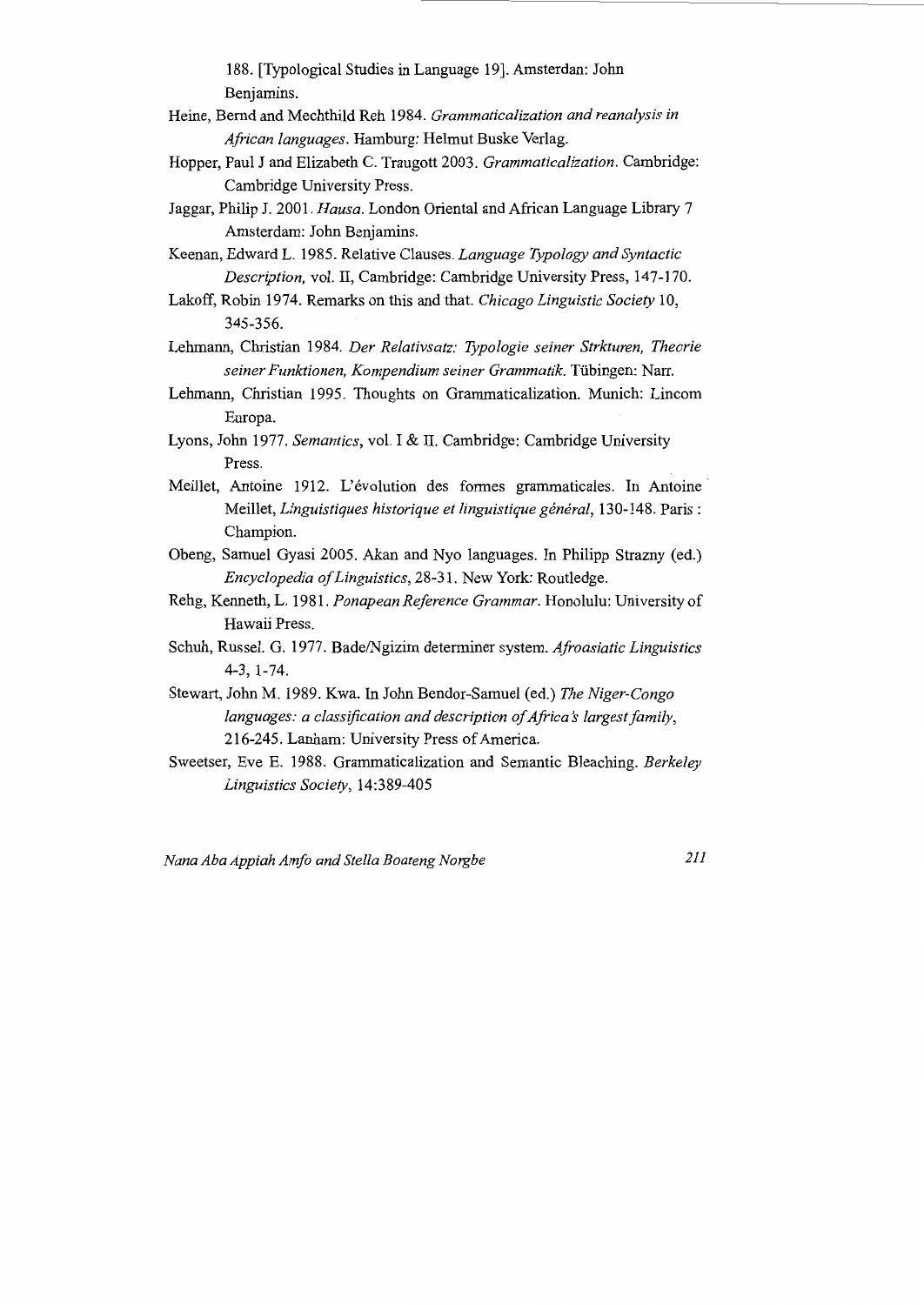188. [Typological Studies in Language 19]. Amsterdan: John Benjamins.

Heine, Bernd and Mechthild Reh 1984. *Grammaticalization and reanalysis in African languages*. Hamburg: Helmut Buske Verlag.

Hopper, Paul J and Elizabeth C. Traugott 2003. *Grammaticalization*. Cambridge: Cambridge University Press.

Jaggar, Philip J. 2001. *Hausa*. London Oriental and African Language Library 7 Amsterdam: John Benjamins.

Keenan, Edward L. 1985. Relative Clauses. *Language Typology and Syntactic Description*, vol. II, Cambridge: Cambridge University Press, 147-170.

Lakoff, Robin 1974. Remarks on this and that. *Chicago Linguistic Society* 10, 345-356.

Lehmann, Christian 1984. *Der Relativsatz: Typologie seiner Strkturen, Theorie seiner Funktionen, Kompendium seiner Grammatik*. Tübingen: Narr.

Lehmann, Christian 1995. Thoughts on Grammaticalization. Munich: Lincom Europa.

Lyons, John 1977. *Semantics*, vol. I & II. Cambridge: Cambridge University Press.

Meillet, Antoine 1912. L'évolution des formes grammaticales. In Antoine Meillet, *Linguistiques historique et linguistique général*, 130-148. Paris : Champion.

Obeng, Samuel Gyasi 2005. Akan and Nyo languages. In Philipp Strazny (ed.) *Encyclopedia of Linguistics*, 28-31. New York: Routledge.

Rehg, Kenneth, L. 1981. *Ponapean Reference Grammar*. Honolulu: University of Hawaii Press.

Schuh, Russel. G. 1977. Bade/Ngizim determiner system. *Afroasiatic Linguistics* 4-3, 1-74.

Stewart, John M. 1989. Kwa. In John Bendor-Samuel (ed.) *The Niger-Congo languages: a classification and description of Africa's largest family*, 216-245. Lanham: University Press of America.

Sweetser, Eve E. 1988. Grammaticalization and Semantic Bleaching. *Berkeley Linguistics Society*, 14:389-405